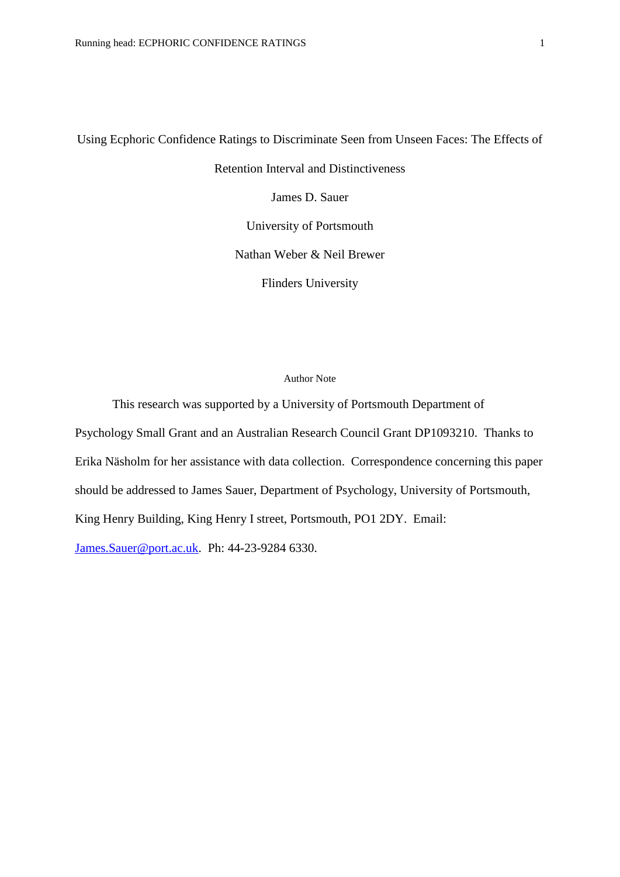# Using Ecphoric Confidence Ratings to Discriminate Seen from Unseen Faces: The Effects of Retention Interval and Distinctiveness

James D. Sauer

University of Portsmouth

Nathan Weber & Neil Brewer

Flinders University

## Author Note

This research was supported by a University of Portsmouth Department of Psychology Small Grant and an Australian Research Council Grant DP1093210. Thanks to Erika Näsholm for her assistance with data collection. Correspondence concerning this paper should be addressed to James Sauer, Department of Psychology, University of Portsmouth, King Henry Building, King Henry I street, Portsmouth, PO1 2DY. Email: James.Sauer@port.ac.uk. Ph: 44-23-9284 6330.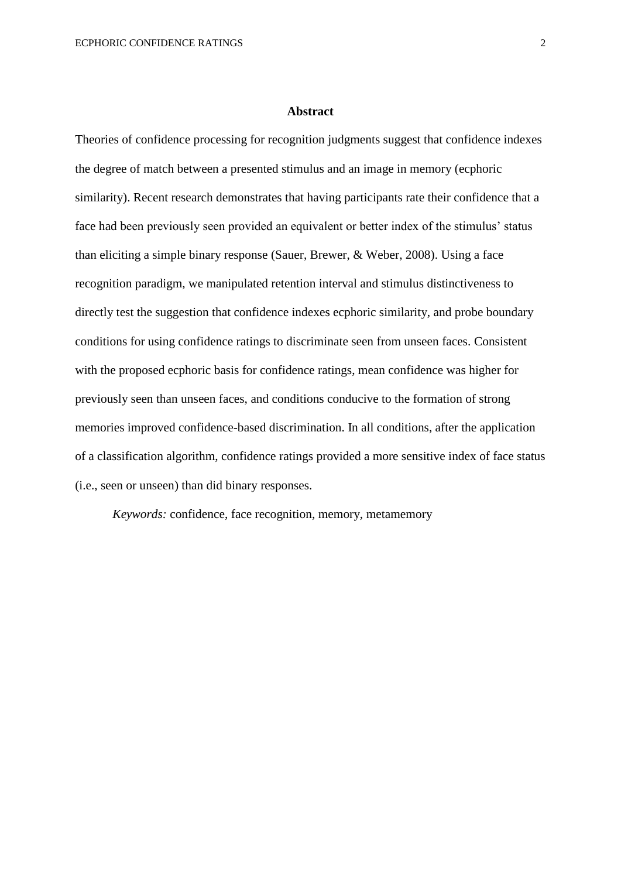# Abstract

Theories of confidence processing for recognition judgments suggest that confidence indexes the degree of match between a presented stimulus and an image in memory (ecphoric similarity). Recent research demonstrates that having participants rate their confidence that a face had been previously seen provided an equivalent or better index of the stimulus' status than eliciting a simple binary response (Sauer, Brewer, & Weber, 2008). Using a face recognition paradigm, we manipulated retention interval and stimulus distinctiveness to directly test the suggestion that confidence indexes ecphoric similarity, and probe boundary conditions for using confidence ratings to discriminate seen from unseen faces. Consistent with the proposed ecphoric basis for confidence ratings, mean confidence was higher for previously seen than unseen faces, and conditions conducive to the formation of strong memories improved confidence-based discrimination. In all conditions, after the application of a classification algorithm, confidence ratings provided a more sensitive index of face status (i.e., seen or unseen) than did binary responses.

*Keywords:* confidence, face recognition, memory, metamemory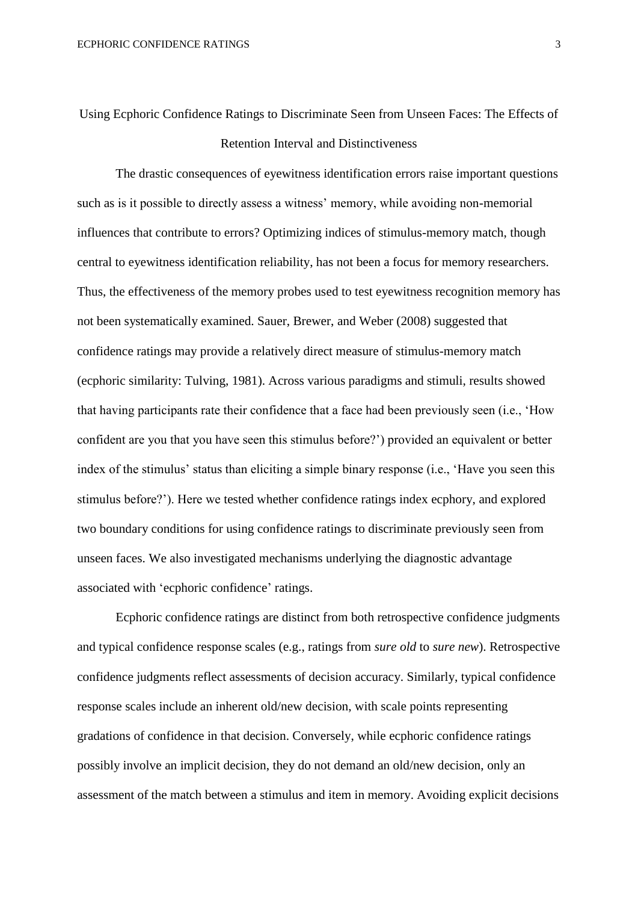# Using Ecphoric Confidence Ratings to Discriminate Seen from Unseen Faces: The Effects of Retention Interval and Distinctiveness

The drastic consequences of eyewitness identification errors raise important questions such as is it possible to directly assess a witness' memory, while avoiding non-memorial influences that contribute to errors? Optimizing indices of stimulus-memory match, though central to eyewitness identification reliability, has not been a focus for memory researchers. Thus, the effectiveness of the memory probes used to test eyewitness recognition memory has not been systematically examined. Sauer, Brewer, and Weber (2008) suggested that confidence ratings may provide a relatively direct measure of stimulus-memory match (ecphoric similarity: Tulving, 1981). Across various paradigms and stimuli, results showed that having participants rate their confidence that a face had been previously seen (i.e., 'How confident are you that you have seen this stimulus before?') provided an equivalent or better index of the stimulus' status than eliciting a simple binary response (i.e., 'Have you seen this stimulus before?'). Here we tested whether confidence ratings index ecphory, and explored two boundary conditions for using confidence ratings to discriminate previously seen from unseen faces. We also investigated mechanisms underlying the diagnostic advantage associated with 'ecphoric confidence' ratings.

Ecphoric confidence ratings are distinct from both retrospective confidence judgments and typical confidence response scales (e.g., ratings from *sure old* to *sure new*). Retrospective confidence judgments reflect assessments of decision accuracy. Similarly, typical confidence response scales include an inherent old/new decision, with scale points representing gradations of confidence in that decision. Conversely, while ecphoric confidence ratings possibly involve an implicit decision, they do not demand an old/new decision, only an assessment of the match between a stimulus and item in memory. Avoiding explicit decisions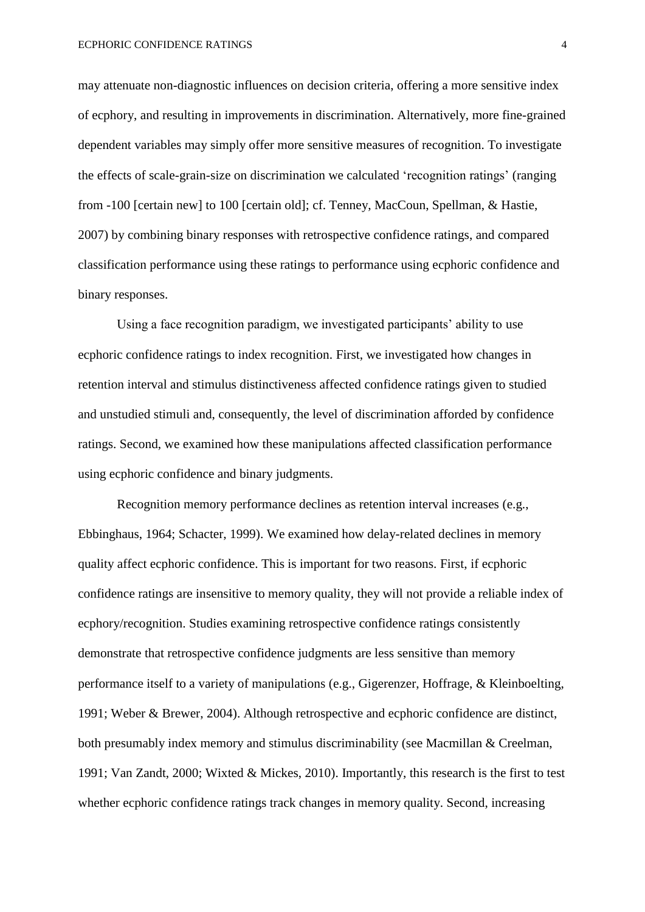may attenuate non-diagnostic influences on decision criteria, offering a more sensitive index of ecphory, and resulting in improvements in discrimination. Alternatively, more fine-grained dependent variables may simply offer more sensitive measures of recognition. To investigate the effects of scale-grain-size on discrimination we calculated 'recognition ratings' (ranging from -100 [certain new] to 100 [certain old]; cf. Tenney, MacCoun, Spellman, & Hastie, 2007) by combining binary responses with retrospective confidence ratings, and compared classification performance using these ratings to performance using ecphoric confidence and binary responses.

Using a face recognition paradigm, we investigated participants' ability to use ecphoric confidence ratings to index recognition. First, we investigated how changes in retention interval and stimulus distinctiveness affected confidence ratings given to studied and unstudied stimuli and, consequently, the level of discrimination afforded by confidence ratings. Second, we examined how these manipulations affected classification performance using ecphoric confidence and binary judgments.

Recognition memory performance declines as retention interval increases (e.g., Ebbinghaus, 1964; Schacter, 1999). We examined how delay-related declines in memory quality affect ecphoric confidence. This is important for two reasons. First, if ecphoric confidence ratings are insensitive to memory quality, they will not provide a reliable index of ecphory/recognition. Studies examining retrospective confidence ratings consistently demonstrate that retrospective confidence judgments are less sensitive than memory performance itself to a variety of manipulations (e.g., Gigerenzer, Hoffrage, & Kleinboelting, 1991; Weber & Brewer, 2004). Although retrospective and ecphoric confidence are distinct, both presumably index memory and stimulus discriminability (see Macmillan & Creelman, 1991; Van Zandt, 2000; Wixted & Mickes, 2010). Importantly, this research is the first to test whether ecphoric confidence ratings track changes in memory quality. Second, increasing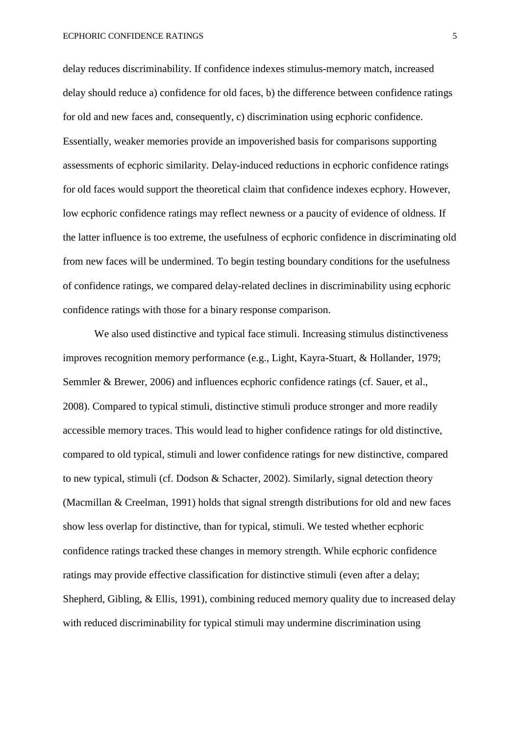delay reduces discriminability. If confidence indexes stimulus-memory match, increased delay should reduce a) confidence for old faces, b) the difference between confidence ratings for old and new faces and, consequently, c) discrimination using ecphoric confidence. Essentially, weaker memories provide an impoverished basis for comparisons supporting assessments of ecphoric similarity. Delay-induced reductions in ecphoric confidence ratings for old faces would support the theoretical claim that confidence indexes ecphory. However, low ecphoric confidence ratings may reflect newness or a paucity of evidence of oldness. If the latter influence is too extreme, the usefulness of ecphoric confidence in discriminating old from new faces will be undermined. To begin testing boundary conditions for the usefulness of confidence ratings, we compared delay-related declines in discriminability using ecphoric confidence ratings with those for a binary response comparison.

We also used distinctive and typical face stimuli. Increasing stimulus distinctiveness improves recognition memory performance (e.g., Light, Kayra-Stuart, & Hollander, 1979; Semmler & Brewer, 2006) and influences ecphoric confidence ratings (cf. Sauer, et al., 2008). Compared to typical stimuli, distinctive stimuli produce stronger and more readily accessible memory traces. This would lead to higher confidence ratings for old distinctive, compared to old typical, stimuli and lower confidence ratings for new distinctive, compared to new typical, stimuli (cf. Dodson & Schacter, 2002). Similarly, signal detection theory (Macmillan & Creelman, 1991) holds that signal strength distributions for old and new faces show less overlap for distinctive, than for typical, stimuli. We tested whether ecphoric confidence ratings tracked these changes in memory strength. While ecphoric confidence ratings may provide effective classification for distinctive stimuli (even after a delay; Shepherd, Gibling, & Ellis, 1991), combining reduced memory quality due to increased delay with reduced discriminability for typical stimuli may undermine discrimination using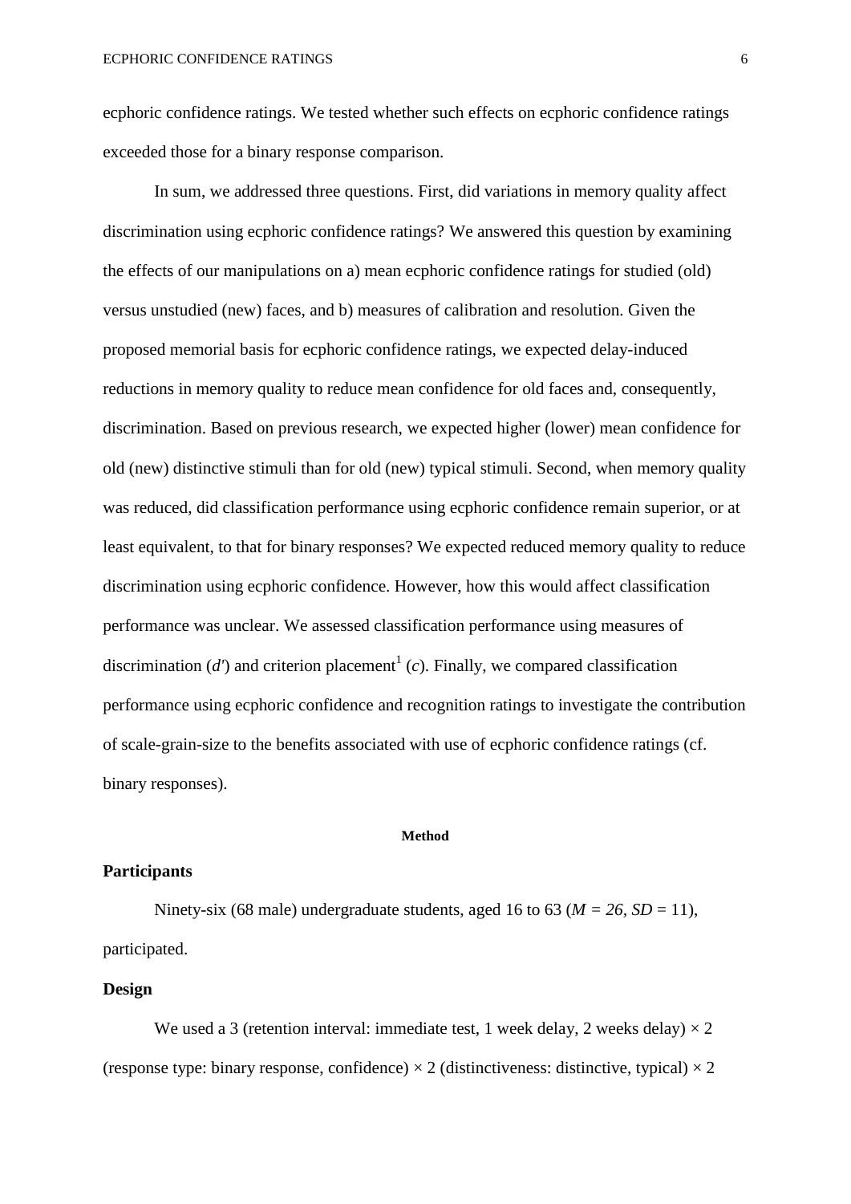ecphoric confidence ratings. We tested whether such effects on ecphoric confidence ratings exceeded those for a binary response comparison.

In sum, we addressed three questions. First, did variations in memory quality affect discrimination using ecphoric confidence ratings? We answered this question by examining the effects of our manipulations on a) mean ecphoric confidence ratings for studied (old) versus unstudied (new) faces, and b) measures of calibration and resolution. Given the proposed memorial basis for ecphoric confidence ratings, we expected delay-induced reductions in memory quality to reduce mean confidence for old faces and, consequently, discrimination. Based on previous research, we expected higher (lower) mean confidence for old (new) distinctive stimuli than for old (new) typical stimuli. Second, when memory quality was reduced, did classification performance using ecphoric confidence remain superior, or at least equivalent, to that for binary responses? We expected reduced memory quality to reduce discrimination using ecphoric confidence. However, how this would affect classification performance was unclear. We assessed classification performance using measures of discrimination ($d'$) and criterion placement[1] ($c$). Finally, we compared classification performance using ecphoric confidence and recognition ratings to investigate the contribution of scale-grain-size to the benefits associated with use of ecphoric confidence ratings (cf. binary responses).

## Method

### Participants

Ninety-six (68 male) undergraduate students, aged 16 to 63 ($M = 26$, $SD = 11$), participated.

### Design

We used a 3 (retention interval: immediate test, 1 week delay, 2 weeks delay) × 2 (response type: binary response, confidence) × 2 (distinctiveness: distinctive, typical) × 2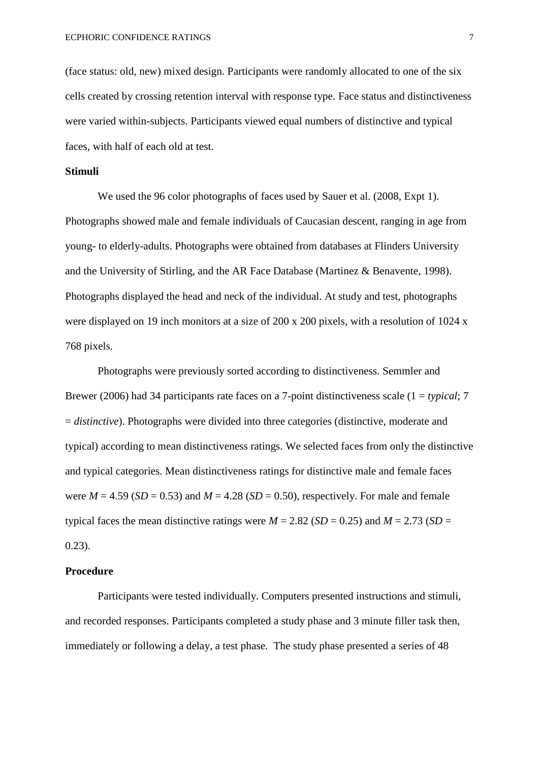(face status: old, new) mixed design. Participants were randomly allocated to one of the six cells created by crossing retention interval with response type. Face status and distinctiveness were varied within-subjects. Participants viewed equal numbers of distinctive and typical faces, with half of each old at test.

**Stimuli**

We used the 96 color photographs of faces used by Sauer et al. (2008, Expt 1). Photographs showed male and female individuals of Caucasian descent, ranging in age from young- to elderly-adults. Photographs were obtained from databases at Flinders University and the University of Stirling, and the AR Face Database (Martinez & Benavente, 1998). Photographs displayed the head and neck of the individual. At study and test, photographs were displayed on 19 inch monitors at a size of 200 x 200 pixels, with a resolution of 1024 x 768 pixels.

Photographs were previously sorted according to distinctiveness. Semmler and Brewer (2006) had 34 participants rate faces on a 7-point distinctiveness scale (1 = *typical*; 7 = *distinctive*). Photographs were divided into three categories (distinctive, moderate and typical) according to mean distinctiveness ratings. We selected faces from only the distinctive and typical categories. Mean distinctiveness ratings for distinctive male and female faces were $M = 4.59$ ($SD = 0.53$) and $M = 4.28$ ($SD = 0.50$), respectively. For male and female typical faces the mean distinctive ratings were $M = 2.82$ ($SD = 0.25$) and $M = 2.73$ ($SD = 0.23$).

**Procedure**

Participants were tested individually. Computers presented instructions and stimuli, and recorded responses. Participants completed a study phase and 3 minute filler task then, immediately or following a delay, a test phase. The study phase presented a series of 48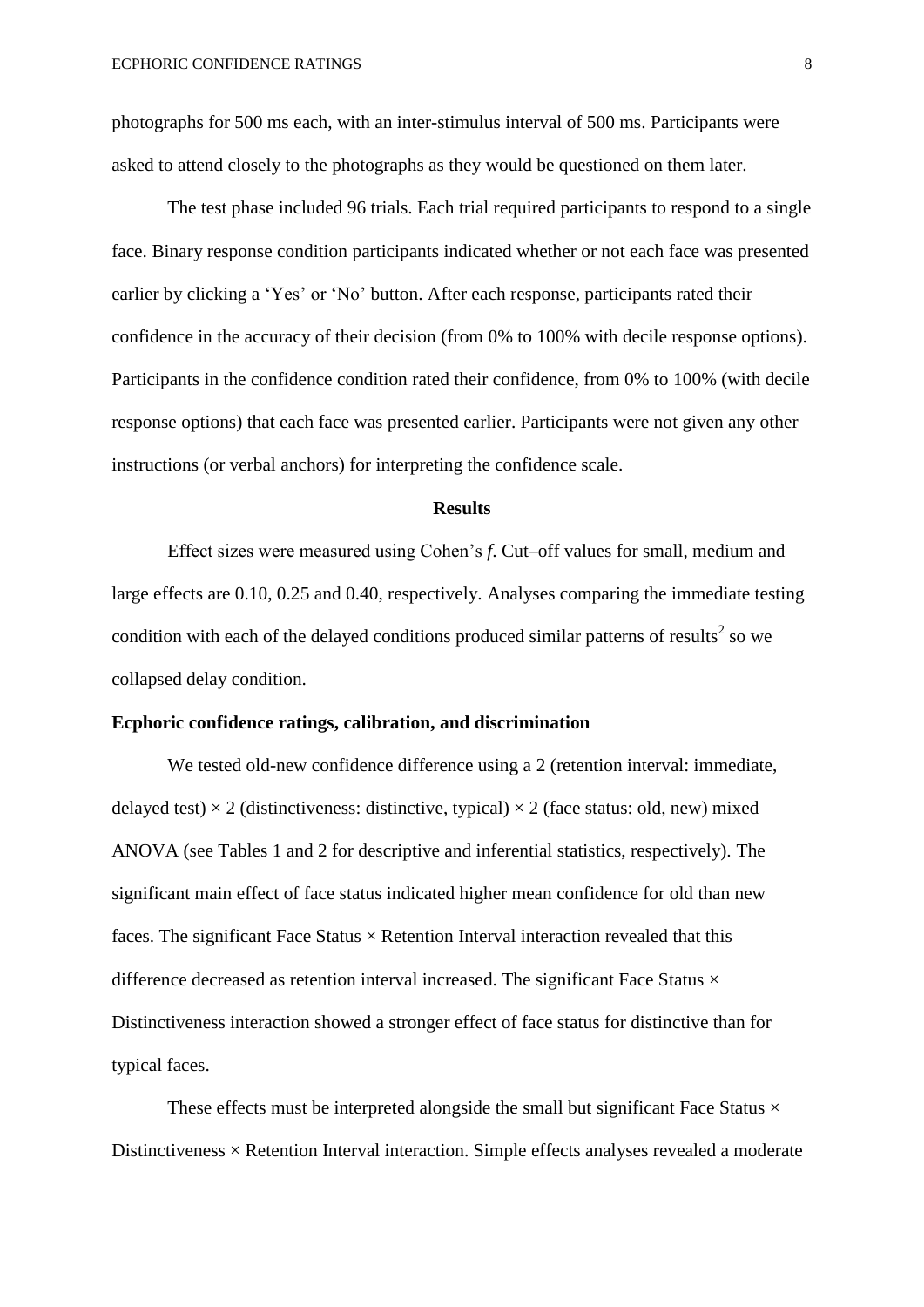photographs for 500 ms each, with an inter-stimulus interval of 500 ms. Participants were asked to attend closely to the photographs as they would be questioned on them later.

The test phase included 96 trials. Each trial required participants to respond to a single face. Binary response condition participants indicated whether or not each face was presented earlier by clicking a 'Yes' or 'No' button. After each response, participants rated their confidence in the accuracy of their decision (from 0% to 100% with decile response options). Participants in the confidence condition rated their confidence, from 0% to 100% (with decile response options) that each face was presented earlier. Participants were not given any other instructions (or verbal anchors) for interpreting the confidence scale.

## Results

Effect sizes were measured using Cohen's *f*. Cut–off values for small, medium and large effects are 0.10, 0.25 and 0.40, respectively. Analyses comparing the immediate testing condition with each of the delayed conditions produced similar patterns of results[2] so we collapsed delay condition.

### Ecphoric confidence ratings, calibration, and discrimination

We tested old-new confidence difference using a 2 (retention interval: immediate, delayed test) × 2 (distinctiveness: distinctive, typical) × 2 (face status: old, new) mixed ANOVA (see Tables 1 and 2 for descriptive and inferential statistics, respectively). The significant main effect of face status indicated higher mean confidence for old than new faces. The significant Face Status × Retention Interval interaction revealed that this difference decreased as retention interval increased. The significant Face Status × Distinctiveness interaction showed a stronger effect of face status for distinctive than for typical faces.

These effects must be interpreted alongside the small but significant Face Status × Distinctiveness × Retention Interval interaction. Simple effects analyses revealed a moderate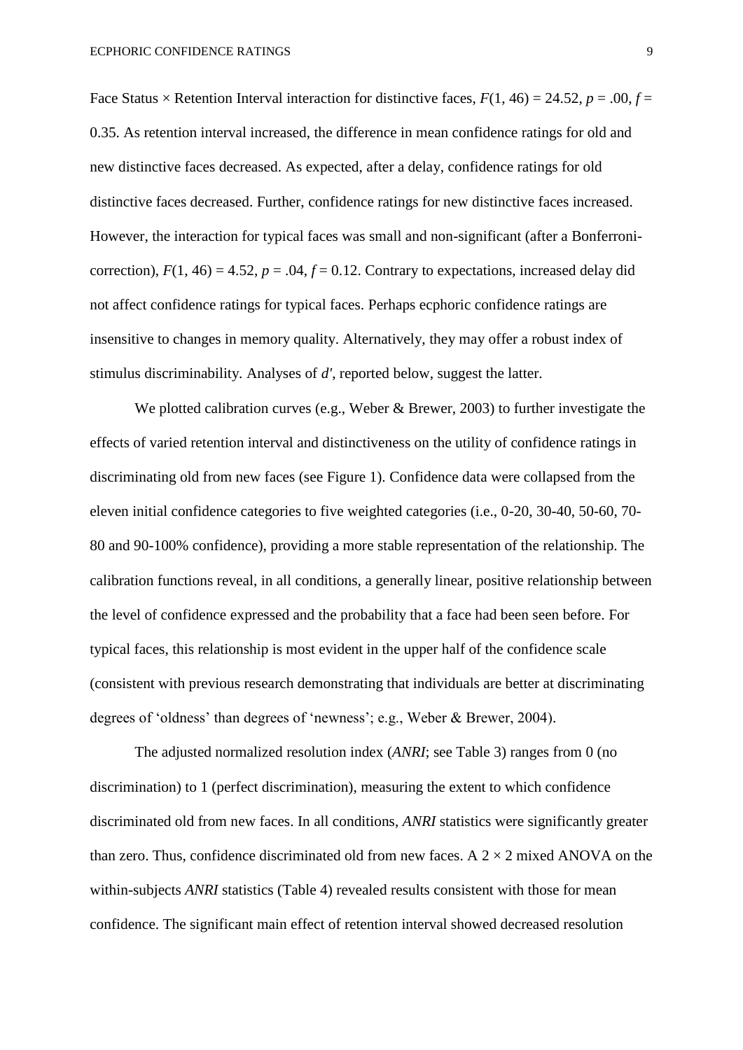Face Status × Retention Interval interaction for distinctive faces, $F(1, 46) = 24.52$, $p = .00$, $f = 0.35$. As retention interval increased, the difference in mean confidence ratings for old and new distinctive faces decreased. As expected, after a delay, confidence ratings for old distinctive faces decreased. Further, confidence ratings for new distinctive faces increased. However, the interaction for typical faces was small and non-significant (after a Bonferroni-correction), $F(1, 46) = 4.52$, $p = .04$, $f = 0.12$. Contrary to expectations, increased delay did not affect confidence ratings for typical faces. Perhaps ecphoric confidence ratings are insensitive to changes in memory quality. Alternatively, they may offer a robust index of stimulus discriminability. Analyses of $d'$, reported below, suggest the latter.

We plotted calibration curves (e.g., Weber & Brewer, 2003) to further investigate the effects of varied retention interval and distinctiveness on the utility of confidence ratings in discriminating old from new faces (see Figure 1). Confidence data were collapsed from the eleven initial confidence categories to five weighted categories (i.e., 0-20, 30-40, 50-60, 70-80 and 90-100% confidence), providing a more stable representation of the relationship. The calibration functions reveal, in all conditions, a generally linear, positive relationship between the level of confidence expressed and the probability that a face had been seen before. For typical faces, this relationship is most evident in the upper half of the confidence scale (consistent with previous research demonstrating that individuals are better at discriminating degrees of 'oldness' than degrees of 'newness'; e.g., Weber & Brewer, 2004).

The adjusted normalized resolution index (*ANRI*; see Table 3) ranges from 0 (no discrimination) to 1 (perfect discrimination), measuring the extent to which confidence discriminated old from new faces. In all conditions, *ANRI* statistics were significantly greater than zero. Thus, confidence discriminated old from new faces. A 2 × 2 mixed ANOVA on the within-subjects *ANRI* statistics (Table 4) revealed results consistent with those for mean confidence. The significant main effect of retention interval showed decreased resolution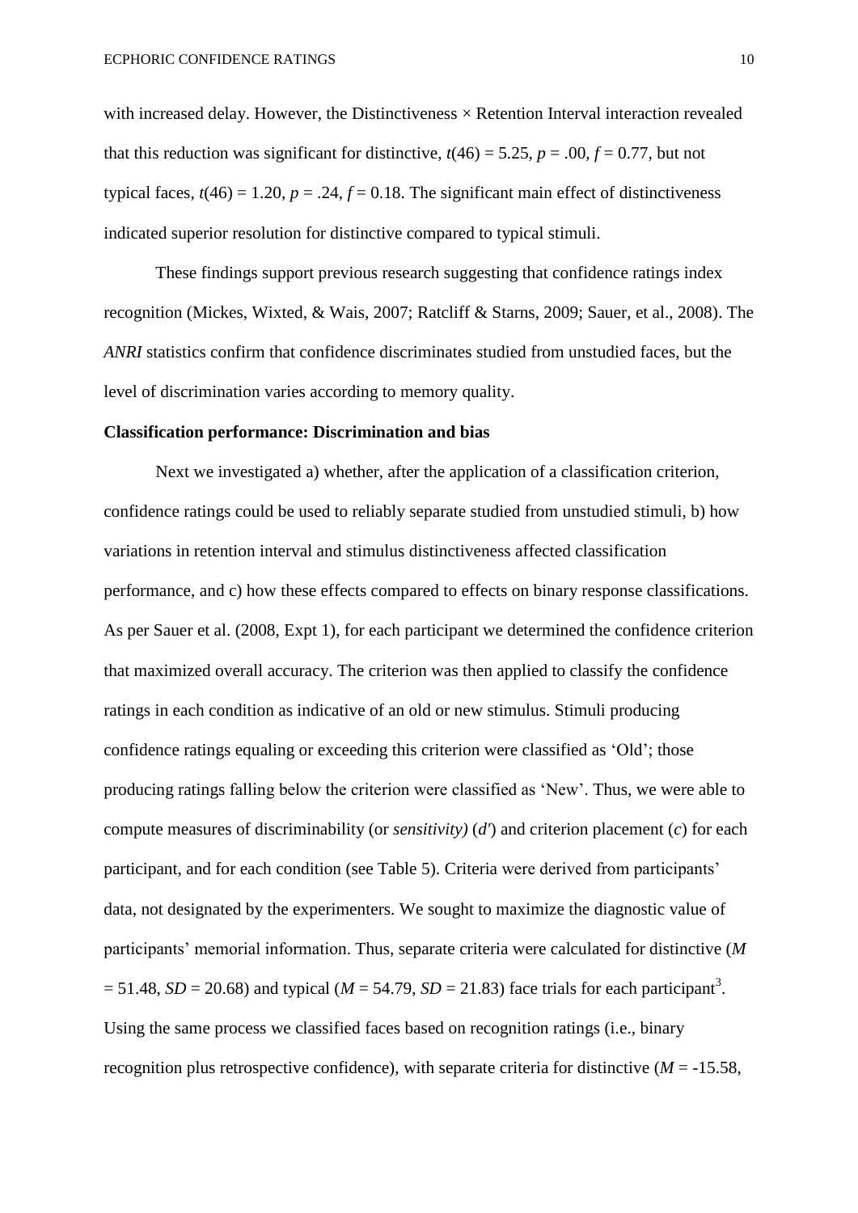with increased delay. However, the Distinctiveness × Retention Interval interaction revealed that this reduction was significant for distinctive, $t(46) = 5.25$, $p = .00$, $f = 0.77$, but not typical faces, $t(46) = 1.20$, $p = .24$, $f = 0.18$. The significant main effect of distinctiveness indicated superior resolution for distinctive compared to typical stimuli.

These findings support previous research suggesting that confidence ratings index recognition (Mickes, Wixted, & Wais, 2007; Ratcliff & Starns, 2009; Sauer, et al., 2008). The *ANRI* statistics confirm that confidence discriminates studied from unstudied faces, but the level of discrimination varies according to memory quality.

**Classification performance: Discrimination and bias**

Next we investigated a) whether, after the application of a classification criterion, confidence ratings could be used to reliably separate studied from unstudied stimuli, b) how variations in retention interval and stimulus distinctiveness affected classification performance, and c) how these effects compared to effects on binary response classifications. As per Sauer et al. (2008, Expt 1), for each participant we determined the confidence criterion that maximized overall accuracy. The criterion was then applied to classify the confidence ratings in each condition as indicative of an old or new stimulus. Stimuli producing confidence ratings equaling or exceeding this criterion were classified as 'Old'; those producing ratings falling below the criterion were classified as 'New'. Thus, we were able to compute measures of discriminability (or *sensitivity)* ($d'$) and criterion placement ($c$) for each participant, and for each condition (see Table 5). Criteria were derived from participants' data, not designated by the experimenters. We sought to maximize the diagnostic value of participants' memorial information. Thus, separate criteria were calculated for distinctive ($M = 51.48$, $SD = 20.68$) and typical ($M = 54.79$, $SD = 21.83$) face trials for each participant[3]. Using the same process we classified faces based on recognition ratings (i.e., binary recognition plus retrospective confidence), with separate criteria for distinctive ($M = -15.58$,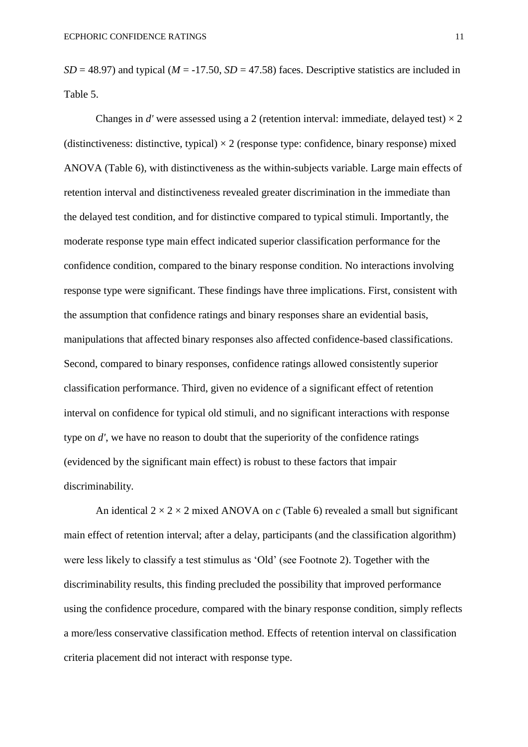$SD$ = 48.97) and typical ($M$ = -17.50, $SD$ = 47.58) faces. Descriptive statistics are included in Table 5.

Changes in $d'$ were assessed using a 2 (retention interval: immediate, delayed test) × 2 (distinctiveness: distinctive, typical) × 2 (response type: confidence, binary response) mixed ANOVA (Table 6), with distinctiveness as the within-subjects variable. Large main effects of retention interval and distinctiveness revealed greater discrimination in the immediate than the delayed test condition, and for distinctive compared to typical stimuli. Importantly, the moderate response type main effect indicated superior classification performance for the confidence condition, compared to the binary response condition. No interactions involving response type were significant. These findings have three implications. First, consistent with the assumption that confidence ratings and binary responses share an evidential basis, manipulations that affected binary responses also affected confidence-based classifications. Second, compared to binary responses, confidence ratings allowed consistently superior classification performance. Third, given no evidence of a significant effect of retention interval on confidence for typical old stimuli, and no significant interactions with response type on $d'$, we have no reason to doubt that the superiority of the confidence ratings (evidenced by the significant main effect) is robust to these factors that impair discriminability.

An identical 2 × 2 × 2 mixed ANOVA on $c$ (Table 6) revealed a small but significant main effect of retention interval; after a delay, participants (and the classification algorithm) were less likely to classify a test stimulus as 'Old' (see Footnote 2). Together with the discriminability results, this finding precluded the possibility that improved performance using the confidence procedure, compared with the binary response condition, simply reflects a more/less conservative classification method. Effects of retention interval on classification criteria placement did not interact with response type.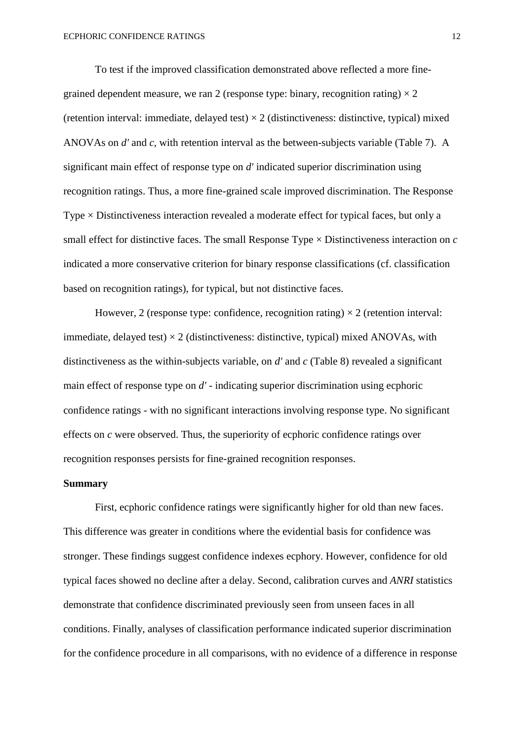To test if the improved classification demonstrated above reflected a more fine-grained dependent measure, we ran 2 (response type: binary, recognition rating) × 2 (retention interval: immediate, delayed test) × 2 (distinctiveness: distinctive, typical) mixed ANOVAs on $d'$ and $c$, with retention interval as the between-subjects variable (Table 7). A significant main effect of response type on $d'$ indicated superior discrimination using recognition ratings. Thus, a more fine-grained scale improved discrimination. The Response Type × Distinctiveness interaction revealed a moderate effect for typical faces, but only a small effect for distinctive faces. The small Response Type × Distinctiveness interaction on $c$ indicated a more conservative criterion for binary response classifications (cf. classification based on recognition ratings), for typical, but not distinctive faces.

However, 2 (response type: confidence, recognition rating) × 2 (retention interval: immediate, delayed test) × 2 (distinctiveness: distinctive, typical) mixed ANOVAs, with distinctiveness as the within-subjects variable, on $d'$ and $c$ (Table 8) revealed a significant main effect of response type on $d'$ - indicating superior discrimination using ecphoric confidence ratings - with no significant interactions involving response type. No significant effects on $c$ were observed. Thus, the superiority of ecphoric confidence ratings over recognition responses persists for fine-grained recognition responses.

**Summary**

First, ecphoric confidence ratings were significantly higher for old than new faces. This difference was greater in conditions where the evidential basis for confidence was stronger. These findings suggest confidence indexes ecphory. However, confidence for old typical faces showed no decline after a delay. Second, calibration curves and *ANRI* statistics demonstrate that confidence discriminated previously seen from unseen faces in all conditions. Finally, analyses of classification performance indicated superior discrimination for the confidence procedure in all comparisons, with no evidence of a difference in response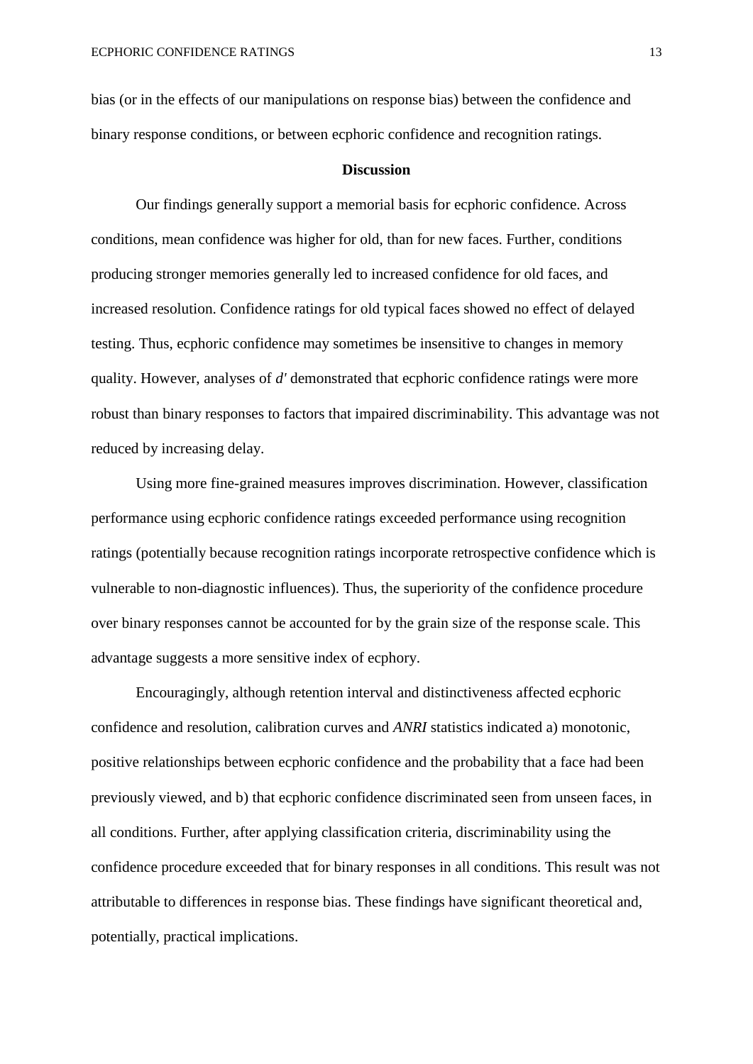bias (or in the effects of our manipulations on response bias) between the confidence and binary response conditions, or between ecphoric confidence and recognition ratings.

## Discussion

Our findings generally support a memorial basis for ecphoric confidence. Across conditions, mean confidence was higher for old, than for new faces. Further, conditions producing stronger memories generally led to increased confidence for old faces, and increased resolution. Confidence ratings for old typical faces showed no effect of delayed testing. Thus, ecphoric confidence may sometimes be insensitive to changes in memory quality. However, analyses of *d′* demonstrated that ecphoric confidence ratings were more robust than binary responses to factors that impaired discriminability. This advantage was not reduced by increasing delay.

Using more fine-grained measures improves discrimination. However, classification performance using ecphoric confidence ratings exceeded performance using recognition ratings (potentially because recognition ratings incorporate retrospective confidence which is vulnerable to non-diagnostic influences). Thus, the superiority of the confidence procedure over binary responses cannot be accounted for by the grain size of the response scale. This advantage suggests a more sensitive index of ecphory.

Encouragingly, although retention interval and distinctiveness affected ecphoric confidence and resolution, calibration curves and *ANRI* statistics indicated a) monotonic, positive relationships between ecphoric confidence and the probability that a face had been previously viewed, and b) that ecphoric confidence discriminated seen from unseen faces, in all conditions. Further, after applying classification criteria, discriminability using the confidence procedure exceeded that for binary responses in all conditions. This result was not attributable to differences in response bias. These findings have significant theoretical and, potentially, practical implications.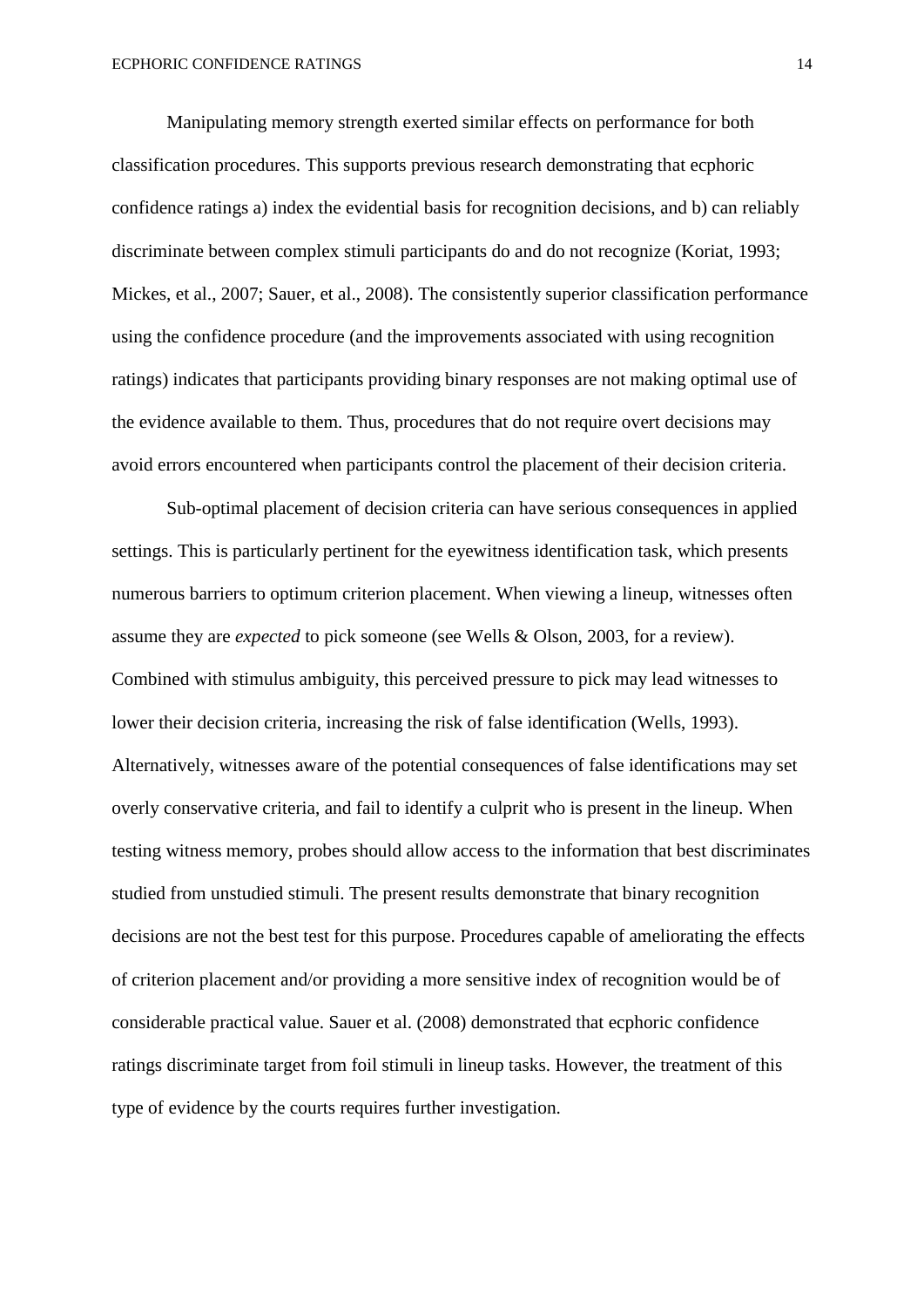Manipulating memory strength exerted similar effects on performance for both classification procedures. This supports previous research demonstrating that ecphoric confidence ratings a) index the evidential basis for recognition decisions, and b) can reliably discriminate between complex stimuli participants do and do not recognize (Koriat, 1993; Mickes, et al., 2007; Sauer, et al., 2008). The consistently superior classification performance using the confidence procedure (and the improvements associated with using recognition ratings) indicates that participants providing binary responses are not making optimal use of the evidence available to them. Thus, procedures that do not require overt decisions may avoid errors encountered when participants control the placement of their decision criteria.

Sub-optimal placement of decision criteria can have serious consequences in applied settings. This is particularly pertinent for the eyewitness identification task, which presents numerous barriers to optimum criterion placement. When viewing a lineup, witnesses often assume they are *expected* to pick someone (see Wells & Olson, 2003, for a review). Combined with stimulus ambiguity, this perceived pressure to pick may lead witnesses to lower their decision criteria, increasing the risk of false identification (Wells, 1993). Alternatively, witnesses aware of the potential consequences of false identifications may set overly conservative criteria, and fail to identify a culprit who is present in the lineup. When testing witness memory, probes should allow access to the information that best discriminates studied from unstudied stimuli. The present results demonstrate that binary recognition decisions are not the best test for this purpose. Procedures capable of ameliorating the effects of criterion placement and/or providing a more sensitive index of recognition would be of considerable practical value. Sauer et al. (2008) demonstrated that ecphoric confidence ratings discriminate target from foil stimuli in lineup tasks. However, the treatment of this type of evidence by the courts requires further investigation.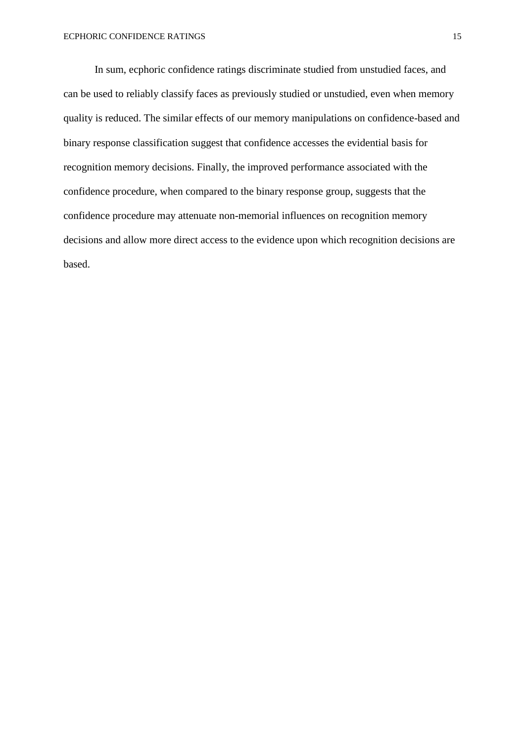In sum, ecphoric confidence ratings discriminate studied from unstudied faces, and can be used to reliably classify faces as previously studied or unstudied, even when memory quality is reduced. The similar effects of our memory manipulations on confidence-based and binary response classification suggest that confidence accesses the evidential basis for recognition memory decisions. Finally, the improved performance associated with the confidence procedure, when compared to the binary response group, suggests that the confidence procedure may attenuate non-memorial influences on recognition memory decisions and allow more direct access to the evidence upon which recognition decisions are based.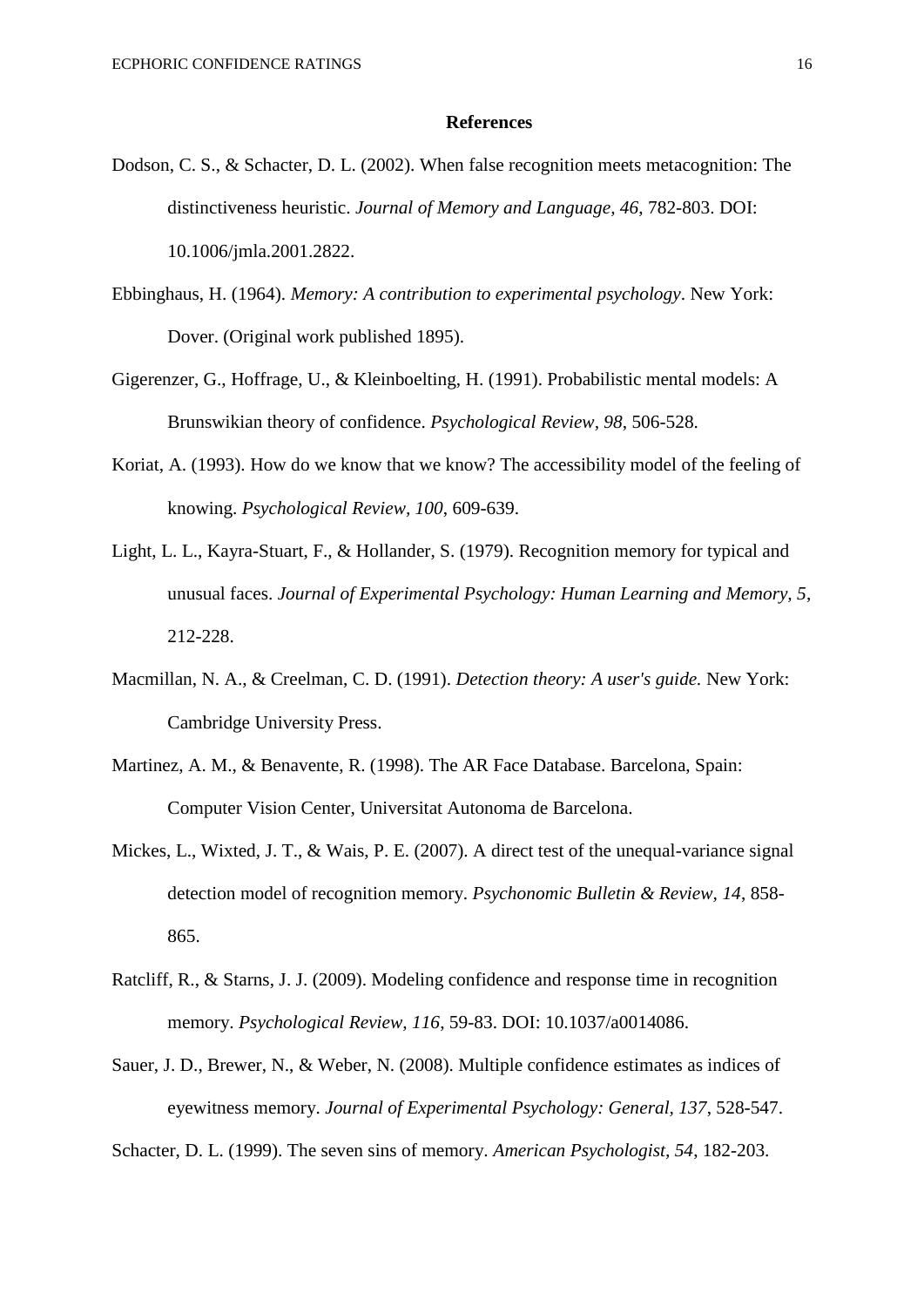## References

Dodson, C. S., & Schacter, D. L. (2002). When false recognition meets metacognition: The distinctiveness heuristic. *Journal of Memory and Language, 46*, 782-803. DOI: 10.1006/jmla.2001.2822.

Ebbinghaus, H. (1964). *Memory: A contribution to experimental psychology*. New York: Dover. (Original work published 1895).

Gigerenzer, G., Hoffrage, U., & Kleinboelting, H. (1991). Probabilistic mental models: A Brunswikian theory of confidence. *Psychological Review, 98*, 506-528.

Koriat, A. (1993). How do we know that we know? The accessibility model of the feeling of knowing. *Psychological Review, 100*, 609-639.

Light, L. L., Kayra-Stuart, F., & Hollander, S. (1979). Recognition memory for typical and unusual faces. *Journal of Experimental Psychology: Human Learning and Memory, 5*, 212-228.

Macmillan, N. A., & Creelman, C. D. (1991). *Detection theory: A user's guide.* New York: Cambridge University Press.

Martinez, A. M., & Benavente, R. (1998). The AR Face Database. Barcelona, Spain: Computer Vision Center, Universitat Autonoma de Barcelona.

Mickes, L., Wixted, J. T., & Wais, P. E. (2007). A direct test of the unequal-variance signal detection model of recognition memory. *Psychonomic Bulletin & Review, 14*, 858-865.

Ratcliff, R., & Starns, J. J. (2009). Modeling confidence and response time in recognition memory. *Psychological Review, 116*, 59-83. DOI: 10.1037/a0014086.

Sauer, J. D., Brewer, N., & Weber, N. (2008). Multiple confidence estimates as indices of eyewitness memory. *Journal of Experimental Psychology: General, 137*, 528-547.

Schacter, D. L. (1999). The seven sins of memory. *American Psychologist, 54*, 182-203.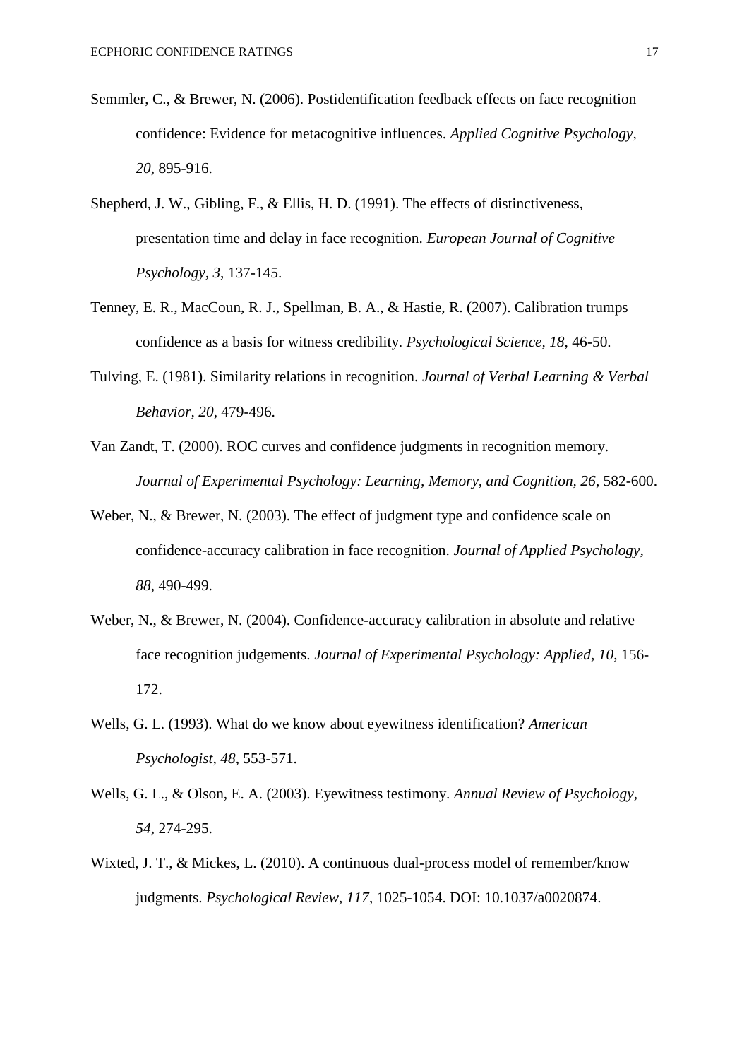Semmler, C., & Brewer, N. (2006). Postidentification feedback effects on face recognition confidence: Evidence for metacognitive influences. *Applied Cognitive Psychology, 20*, 895-916.

Shepherd, J. W., Gibling, F., & Ellis, H. D. (1991). The effects of distinctiveness, presentation time and delay in face recognition. *European Journal of Cognitive Psychology, 3*, 137-145.

Tenney, E. R., MacCoun, R. J., Spellman, B. A., & Hastie, R. (2007). Calibration trumps confidence as a basis for witness credibility. *Psychological Science, 18*, 46-50.

Tulving, E. (1981). Similarity relations in recognition. *Journal of Verbal Learning & Verbal Behavior, 20*, 479-496.

Van Zandt, T. (2000). ROC curves and confidence judgments in recognition memory. *Journal of Experimental Psychology: Learning, Memory, and Cognition, 26*, 582-600.

Weber, N., & Brewer, N. (2003). The effect of judgment type and confidence scale on confidence-accuracy calibration in face recognition. *Journal of Applied Psychology, 88*, 490-499.

Weber, N., & Brewer, N. (2004). Confidence-accuracy calibration in absolute and relative face recognition judgements. *Journal of Experimental Psychology: Applied, 10*, 156-172.

Wells, G. L. (1993). What do we know about eyewitness identification? *American Psychologist, 48*, 553-571.

Wells, G. L., & Olson, E. A. (2003). Eyewitness testimony. *Annual Review of Psychology, 54*, 274-295.

Wixted, J. T., & Mickes, L. (2010). A continuous dual-process model of remember/know judgments. *Psychological Review, 117*, 1025-1054. DOI: 10.1037/a0020874.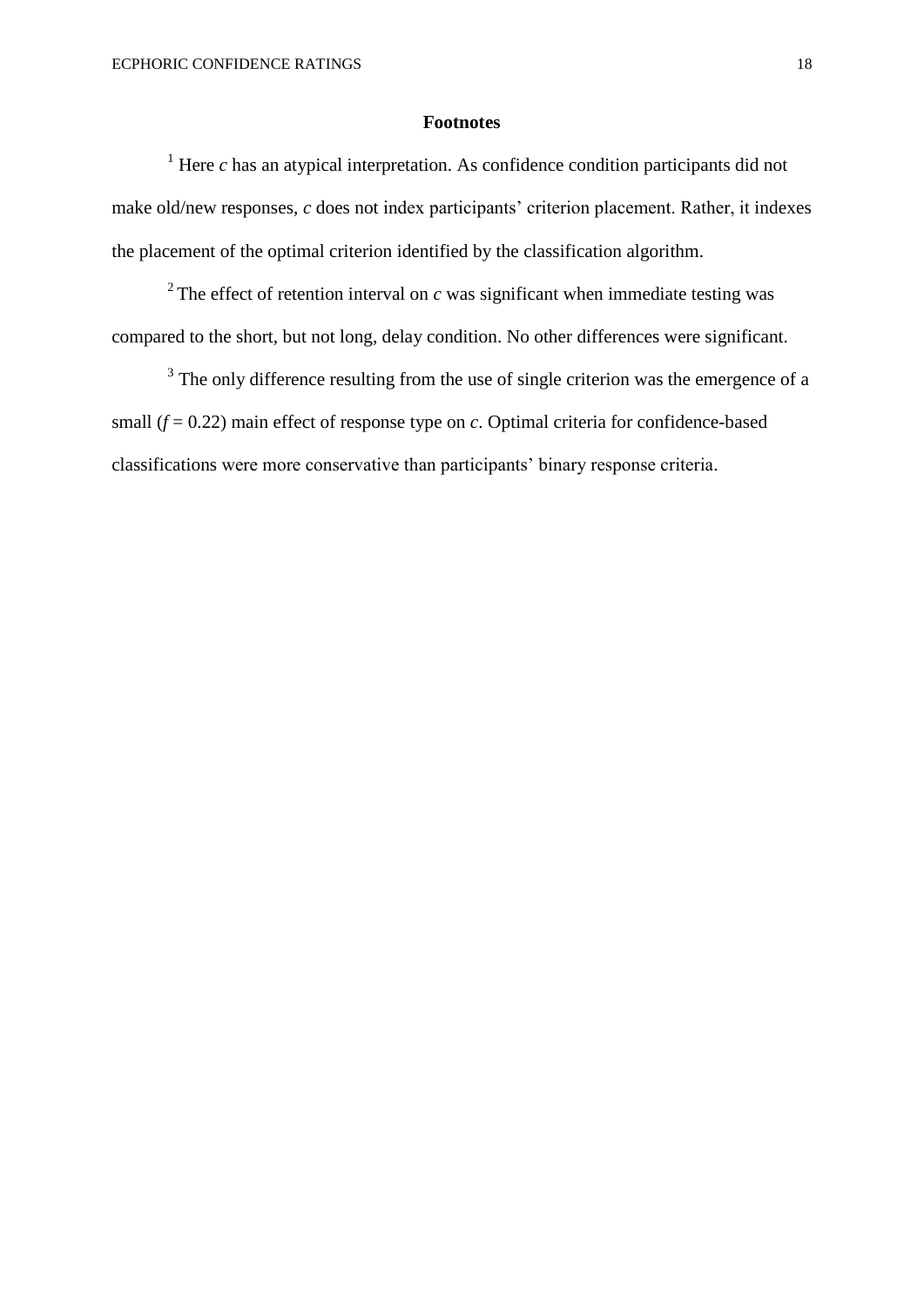**Footnotes**

[1] Here $c$ has an atypical interpretation. As confidence condition participants did not make old/new responses, $c$ does not index participants' criterion placement. Rather, it indexes the placement of the optimal criterion identified by the classification algorithm.

[2] The effect of retention interval on $c$ was significant when immediate testing was compared to the short, but not long, delay condition. No other differences were significant.

[3] The only difference resulting from the use of single criterion was the emergence of a small ($f = 0.22$) main effect of response type on $c$. Optimal criteria for confidence-based classifications were more conservative than participants' binary response criteria.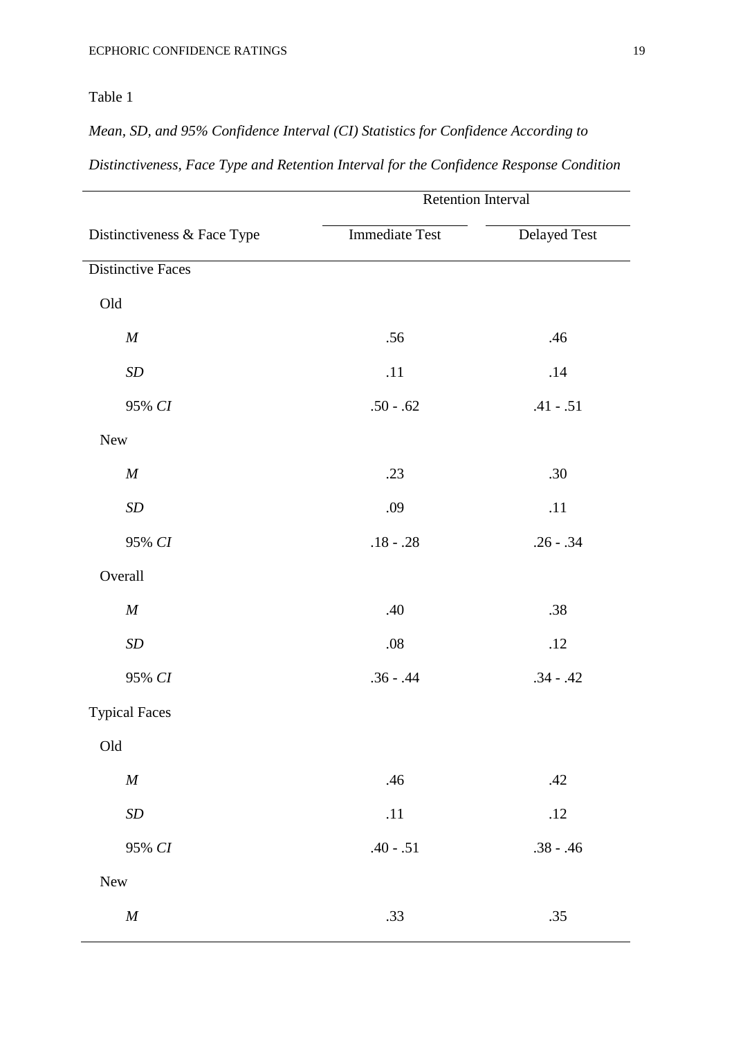Table 1

*Mean, SD, and 95% Confidence Interval (CI) Statistics for Confidence According to Distinctiveness, Face Type and Retention Interval for the Confidence Response Condition*

| | Retention Interval | |
|---|---|---|
| Distinctiveness & Face Type | Immediate Test | Delayed Test |
| Distinctive Faces | | |
| Old | | |
| *M* | .56 | .46 |
| *SD* | .11 | .14 |
| 95% *CI* | .50 - .62 | .41 - .51 |
| New | | |
| *M* | .23 | .30 |
| *SD* | .09 | .11 |
| 95% *CI* | .18 - .28 | .26 - .34 |
| Overall | | |
| *M* | .40 | .38 |
| *SD* | .08 | .12 |
| 95% *CI* | .36 - .44 | .34 - .42 |
| Typical Faces | | |
| Old | | |
| *M* | .46 | .42 |
| *SD* | .11 | .12 |
| 95% *CI* | .40 - .51 | .38 - .46 |
| New | | |
| *M* | .33 | .35 |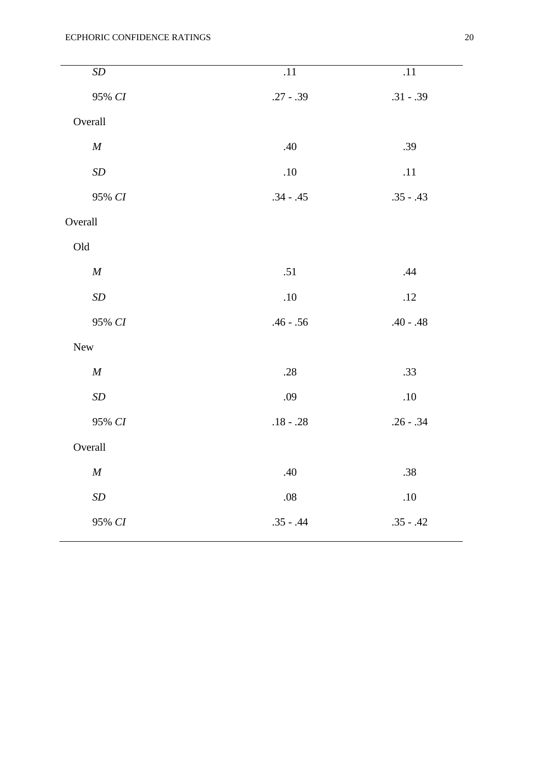| | | |
|---|---|---|
| *SD* | .11 | .11 |
| 95% *CI* | .27 - .39 | .31 - .39 |
| Overall | | |
| *M* | .40 | .39 |
| *SD* | .10 | .11 |
| 95% *CI* | .34 - .45 | .35 - .43 |
| Overall | | |
| Old | | |
| *M* | .51 | .44 |
| *SD* | .10 | .12 |
| 95% *CI* | .46 - .56 | .40 - .48 |
| New | | |
| *M* | .28 | .33 |
| *SD* | .09 | .10 |
| 95% *CI* | .18 - .28 | .26 - .34 |
| Overall | | |
| *M* | .40 | .38 |
| *SD* | .08 | .10 |
| 95% *CI* | .35 - .44 | .35 - .42 |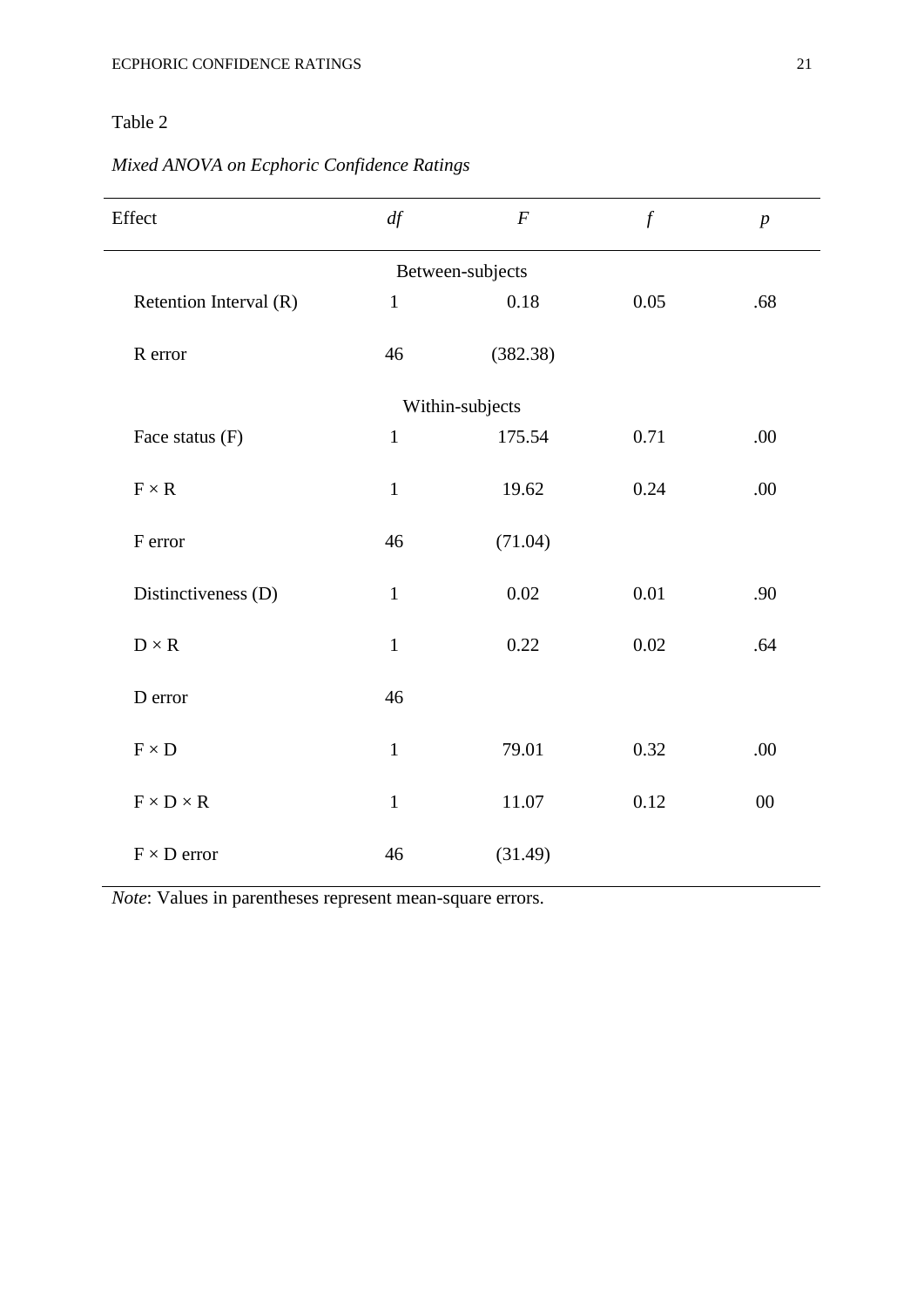Table 2

*Mixed ANOVA on Ecphoric Confidence Ratings*

| Effect | *df* | *F* | *f* | *p* |
|---|---|---|---|---|
| | | Between-subjects | | |
| Retention Interval (R) | 1 | 0.18 | 0.05 | .68 |
| R error | 46 | (382.38) | | |
| | | Within-subjects | | |
| Face status (F) | 1 | 175.54 | 0.71 | .00 |
| F × R | 1 | 19.62 | 0.24 | .00 |
| F error | 46 | (71.04) | | |
| Distinctiveness (D) | 1 | 0.02 | 0.01 | .90 |
| D × R | 1 | 0.22 | 0.02 | .64 |
| D error | 46 | | | |
| F × D | 1 | 79.01 | 0.32 | .00 |
| F × D × R | 1 | 11.07 | 0.12 | 00 |
| F × D error | 46 | (31.49) | | |

*Note*: Values in parentheses represent mean-square errors.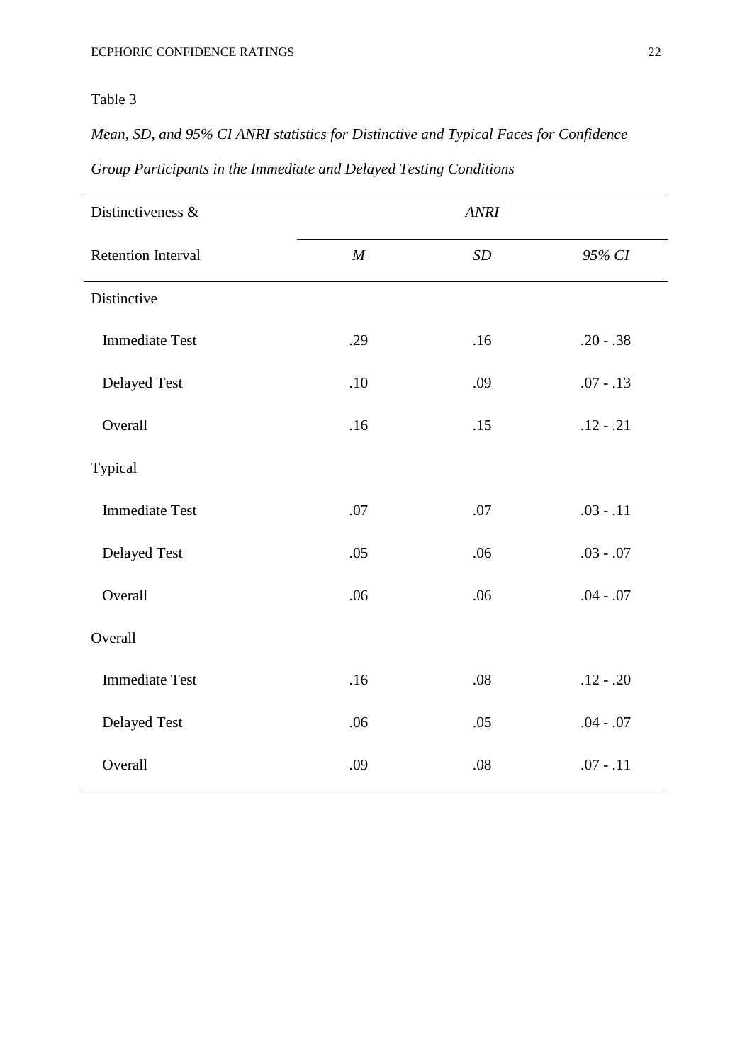Table 3

*Mean, SD, and 95% CI ANRI statistics for Distinctive and Typical Faces for Confidence Group Participants in the Immediate and Delayed Testing Conditions*

| Distinctiveness & | *ANRI* | | |
|---|---|---|---|
| Retention Interval | *M* | *SD* | *95% CI* |
| Distinctive | | | |
| Immediate Test | .29 | .16 | .20 - .38 |
| Delayed Test | .10 | .09 | .07 - .13 |
| Overall | .16 | .15 | .12 - .21 |
| Typical | | | |
| Immediate Test | .07 | .07 | .03 - .11 |
| Delayed Test | .05 | .06 | .03 - .07 |
| Overall | .06 | .06 | .04 - .07 |
| Overall | | | |
| Immediate Test | .16 | .08 | .12 - .20 |
| Delayed Test | .06 | .05 | .04 - .07 |
| Overall | .09 | .08 | .07 - .11 |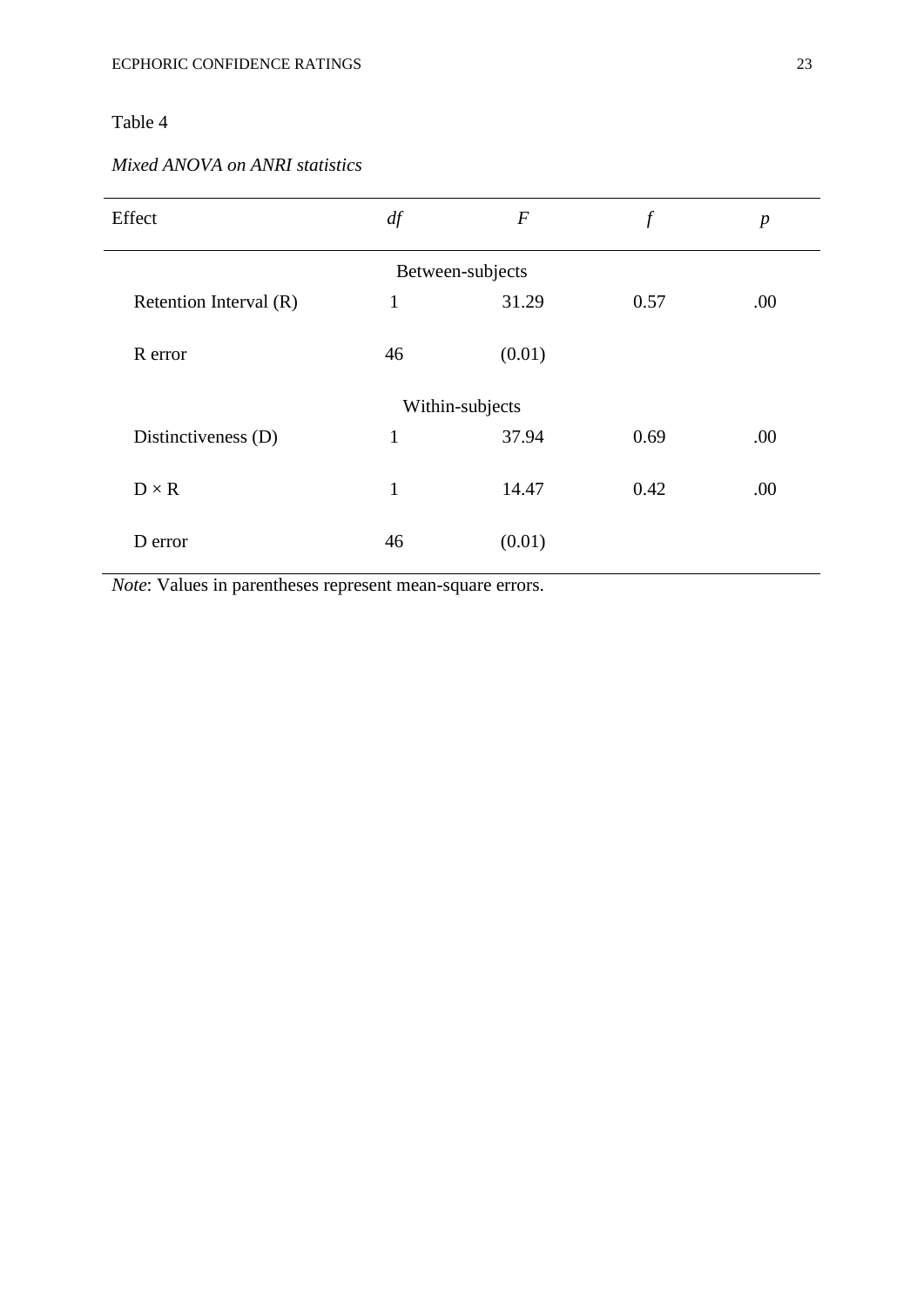Table 4

*Mixed ANOVA on ANRI statistics*

| Effect | *df* | *F* | *f* | *p* |
|---|---|---|---|---|
| | | Between-subjects | | |
| Retention Interval (R) | 1 | 31.29 | 0.57 | .00 |
| R error | 46 | (0.01) | | |
| | | Within-subjects | | |
| Distinctiveness (D) | 1 | 37.94 | 0.69 | .00 |
| D × R | 1 | 14.47 | 0.42 | .00 |
| D error | 46 | (0.01) | | |

*Note*: Values in parentheses represent mean-square errors.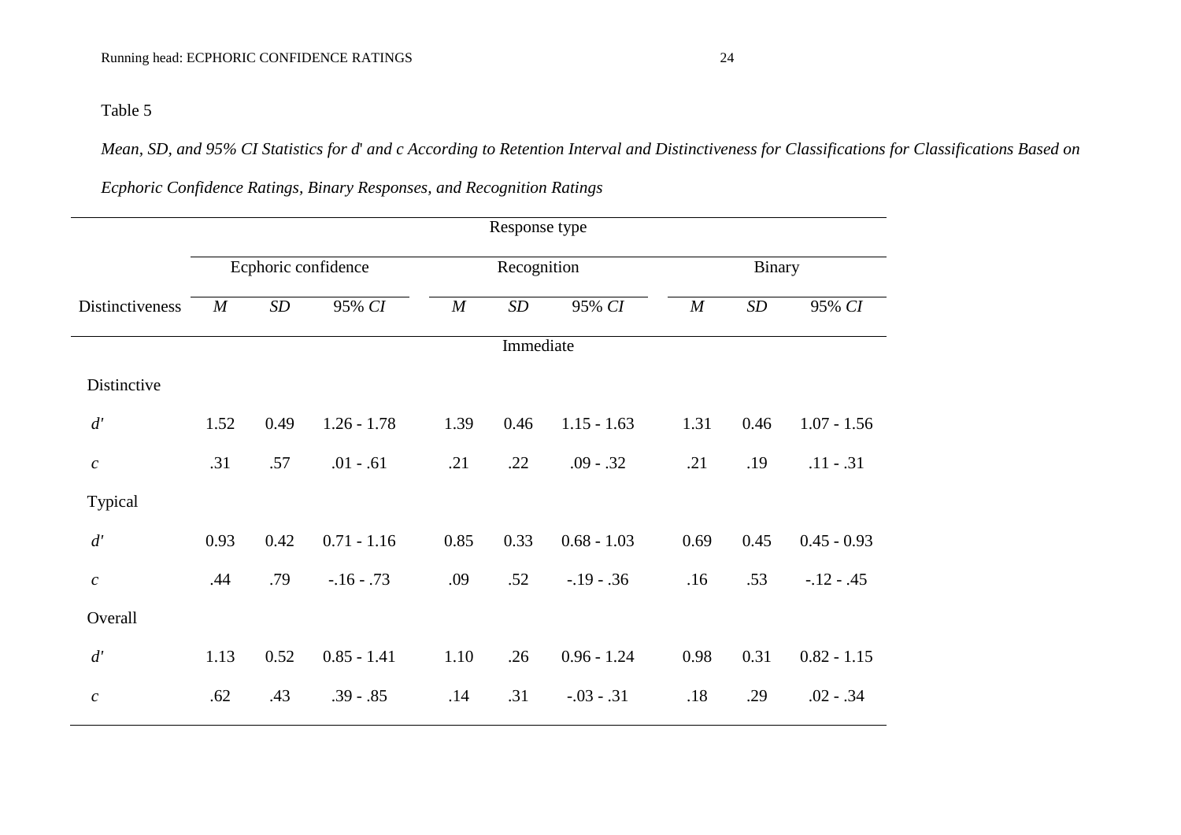Table 5

*Mean, SD, and 95% CI Statistics for d' and c According to Retention Interval and Distinctiveness for Classifications for Classifications Based on Ecphoric Confidence Ratings, Binary Responses, and Recognition Ratings*

| | Response type | | | | | | | | |
|---|---|---|---|---|---|---|---|---|---|
| | Ecphoric confidence | | | Recognition | | | Binary | | |
| Distinctiveness | *M* | *SD* | 95% *CI* | *M* | *SD* | 95% *CI* | *M* | *SD* | 95% *CI* |
| | | | | Immediate | | | | | |
| Distinctive | | | | | | | | | |
| *d'* | 1.52 | 0.49 | 1.26 - 1.78 | 1.39 | 0.46 | 1.15 - 1.63 | 1.31 | 0.46 | 1.07 - 1.56 |
| *c* | .31 | .57 | .01 - .61 | .21 | .22 | .09 - .32 | .21 | .19 | .11 - .31 |
| Typical | | | | | | | | | |
| *d'* | 0.93 | 0.42 | 0.71 - 1.16 | 0.85 | 0.33 | 0.68 - 1.03 | 0.69 | 0.45 | 0.45 - 0.93 |
| *c* | .44 | .79 | -.16 - .73 | .09 | .52 | -.19 - .36 | .16 | .53 | -.12 - .45 |
| Overall | | | | | | | | | |
| *d'* | 1.13 | 0.52 | 0.85 - 1.41 | 1.10 | .26 | 0.96 - 1.24 | 0.98 | 0.31 | 0.82 - 1.15 |
| *c* | .62 | .43 | .39 - .85 | .14 | .31 | -.03 - .31 | .18 | .29 | .02 - .34 |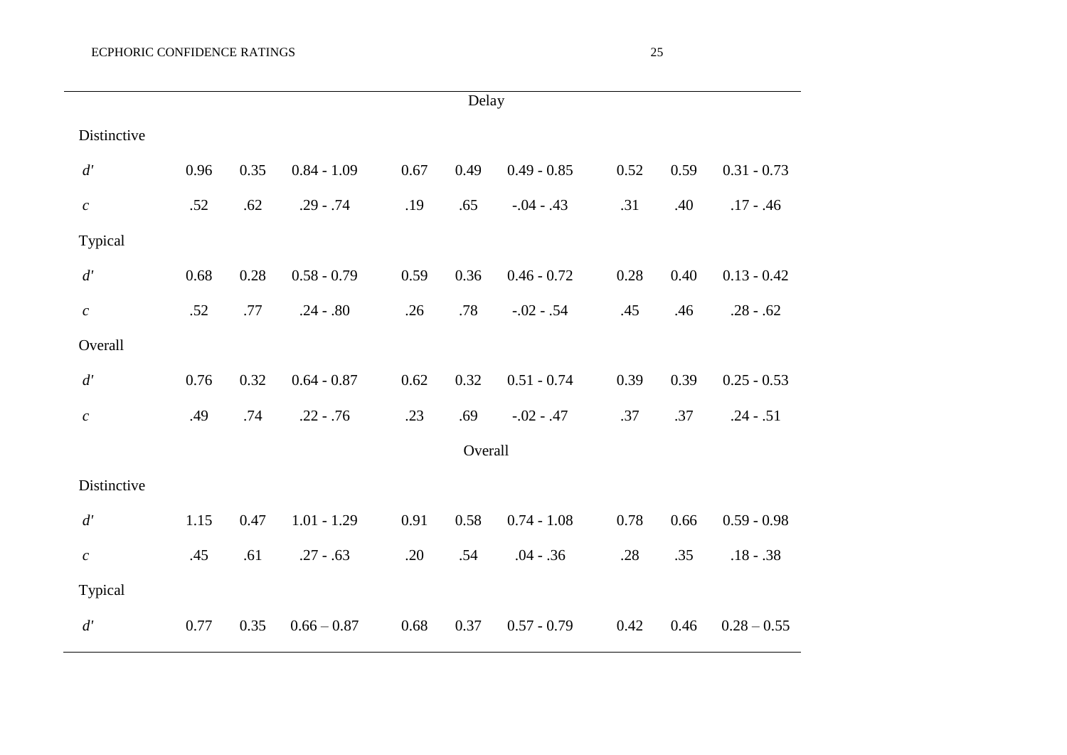| | | | | | | | | | |
|---|---|---|---|---|---|---|---|---|---|
| | | | | | Delay | | | | |
| Distinctive | | | | | | | | | |
| *d'* | 0.96 | 0.35 | 0.84 - 1.09 | 0.67 | 0.49 | 0.49 - 0.85 | 0.52 | 0.59 | 0.31 - 0.73 |
| *c* | .52 | .62 | .29 - .74 | .19 | .65 | -.04 - .43 | .31 | .40 | .17 - .46 |
| Typical | | | | | | | | | |
| *d'* | 0.68 | 0.28 | 0.58 - 0.79 | 0.59 | 0.36 | 0.46 - 0.72 | 0.28 | 0.40 | 0.13 - 0.42 |
| *c* | .52 | .77 | .24 - .80 | .26 | .78 | -.02 - .54 | .45 | .46 | .28 - .62 |
| Overall | | | | | | | | | |
| *d'* | 0.76 | 0.32 | 0.64 - 0.87 | 0.62 | 0.32 | 0.51 - 0.74 | 0.39 | 0.39 | 0.25 - 0.53 |
| *c* | .49 | .74 | .22 - .76 | .23 | .69 | -.02 - .47 | .37 | .37 | .24 - .51 |
| | | | | | Overall | | | | |
| Distinctive | | | | | | | | | |
| *d'* | 1.15 | 0.47 | 1.01 - 1.29 | 0.91 | 0.58 | 0.74 - 1.08 | 0.78 | 0.66 | 0.59 - 0.98 |
| *c* | .45 | .61 | .27 - .63 | .20 | .54 | .04 - .36 | .28 | .35 | .18 - .38 |
| Typical | | | | | | | | | |
| *d'* | 0.77 | 0.35 | 0.66 – 0.87 | 0.68 | 0.37 | 0.57 - 0.79 | 0.42 | 0.46 | 0.28 – 0.55 |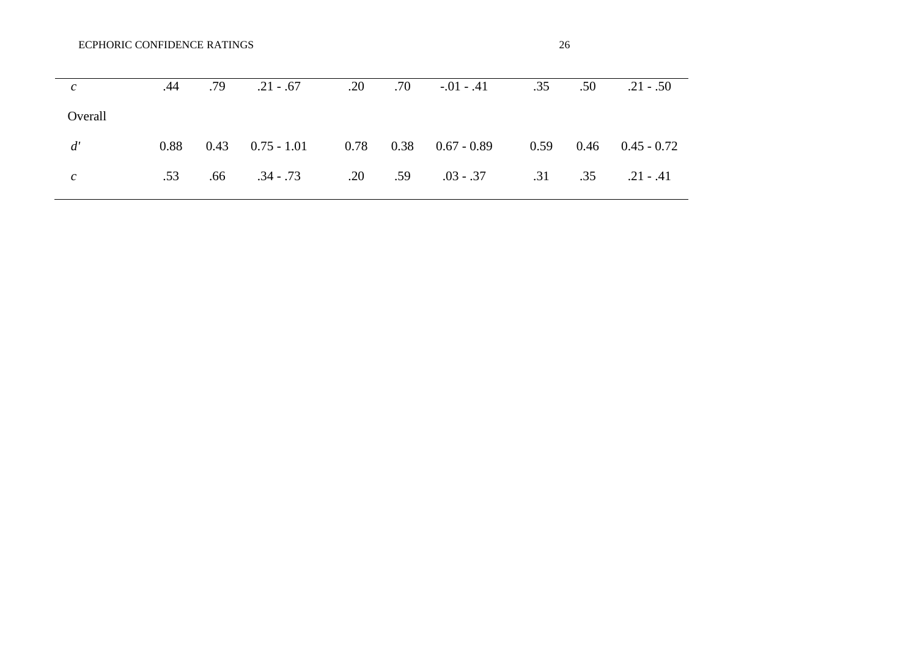| | | | | | | | | | |
|---|---|---|---|---|---|---|---|---|---|
| *c* | .44 | .79 | .21 - .67 | .20 | .70 | -.01 - .41 | .35 | .50 | .21 - .50 |
| Overall | | | | | | | | | |
| *d'* | 0.88 | 0.43 | 0.75 - 1.01 | 0.78 | 0.38 | 0.67 - 0.89 | 0.59 | 0.46 | 0.45 - 0.72 |
| *c* | .53 | .66 | .34 - .73 | .20 | .59 | .03 - .37 | .31 | .35 | .21 - .41 |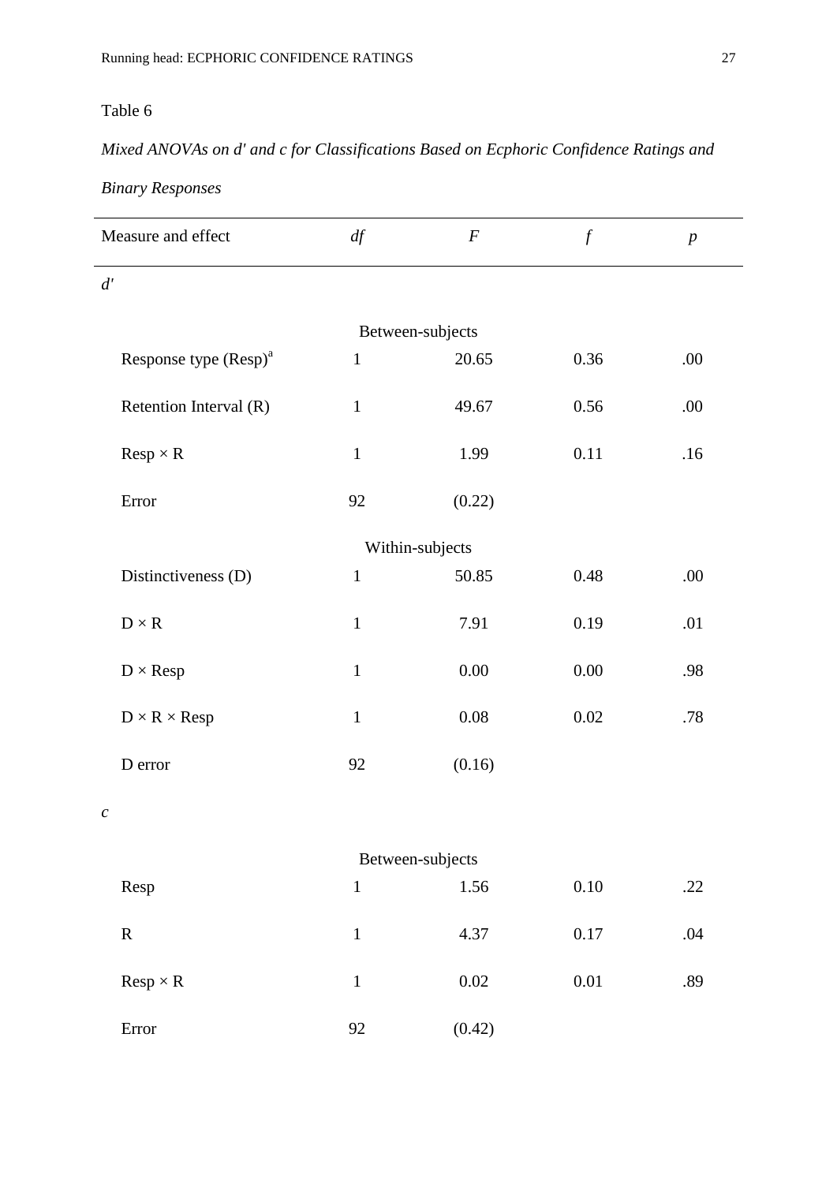Table 6

*Mixed ANOVAs on d' and c for Classifications Based on Ecphoric Confidence Ratings and Binary Responses*

| Measure and effect | *df* | *F* | *f* | *p* |
|---|---|---|---|---|
| *d'* | | | | |
| | Between-subjects | | | |
| Response type (Resp)[a] | 1 | 20.65 | 0.36 | .00 |
| Retention Interval (R) | 1 | 49.67 | 0.56 | .00 |
| Resp × R | 1 | 1.99 | 0.11 | .16 |
| Error | 92 | (0.22) | | |
| | Within-subjects | | | |
| Distinctiveness (D) | 1 | 50.85 | 0.48 | .00 |
| D × R | 1 | 7.91 | 0.19 | .01 |
| D × Resp | 1 | 0.00 | 0.00 | .98 |
| D × R × Resp | 1 | 0.08 | 0.02 | .78 |
| D error | 92 | (0.16) | | |
| *c* | | | | |
| | Between-subjects | | | |
| Resp | 1 | 1.56 | 0.10 | .22 |
| R | 1 | 4.37 | 0.17 | .04 |
| Resp × R | 1 | 0.02 | 0.01 | .89 |
| Error | 92 | (0.42) | | |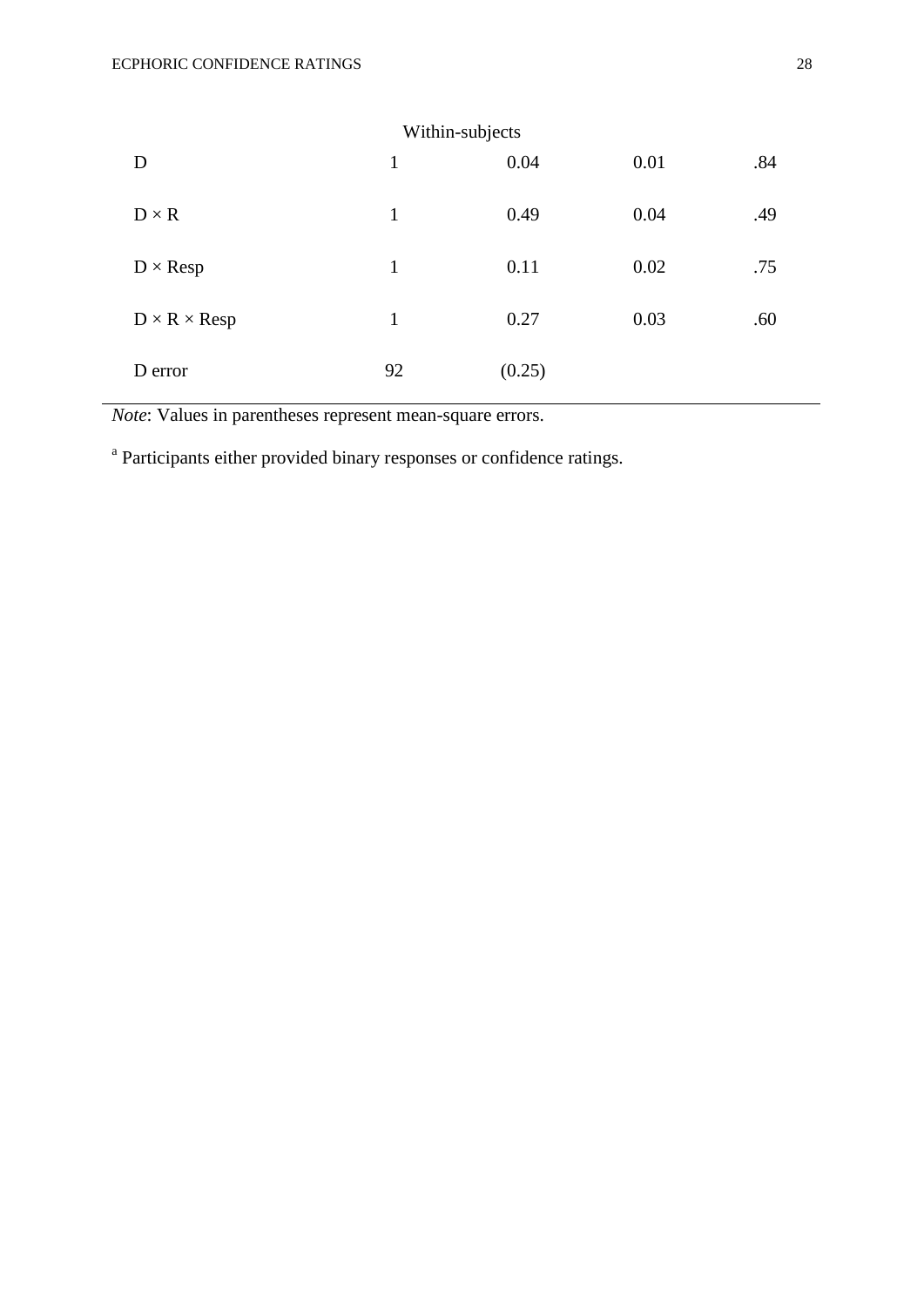| | | | | |
|---|---|---|---|---|
| Within-subjects | | | | |
| D | 1 | 0.04 | 0.01 | .84 |
| D × R | 1 | 0.49 | 0.04 | .49 |
| D × Resp | 1 | 0.11 | 0.02 | .75 |
| D × R × Resp | 1 | 0.27 | 0.03 | .60 |
| D error | 92 | (0.25) | | |

*Note*: Values in parentheses represent mean-square errors.

[a] Participants either provided binary responses or confidence ratings.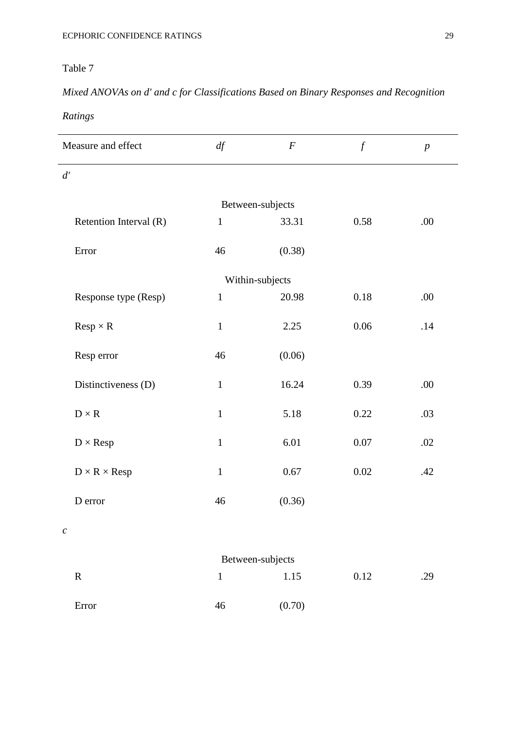Table 7

*Mixed ANOVAs on d' and c for Classifications Based on Binary Responses and Recognition Ratings*

| Measure and effect | *df* | *F* | *f* | *p* |
|---|---|---|---|---|
| *d'* | | | | |
| Between-subjects | | | | |
| Retention Interval (R) | 1 | 33.31 | 0.58 | .00 |
| Error | 46 | (0.38) | | |
| Within-subjects | | | | |
| Response type (Resp) | 1 | 20.98 | 0.18 | .00 |
| Resp × R | 1 | 2.25 | 0.06 | .14 |
| Resp error | 46 | (0.06) | | |
| Distinctiveness (D) | 1 | 16.24 | 0.39 | .00 |
| D × R | 1 | 5.18 | 0.22 | .03 |
| D × Resp | 1 | 6.01 | 0.07 | .02 |
| D × R × Resp | 1 | 0.67 | 0.02 | .42 |
| D error | 46 | (0.36) | | |
| *c* | | | | |
| Between-subjects | | | | |
| R | 1 | 1.15 | 0.12 | .29 |
| Error | 46 | (0.70) | | |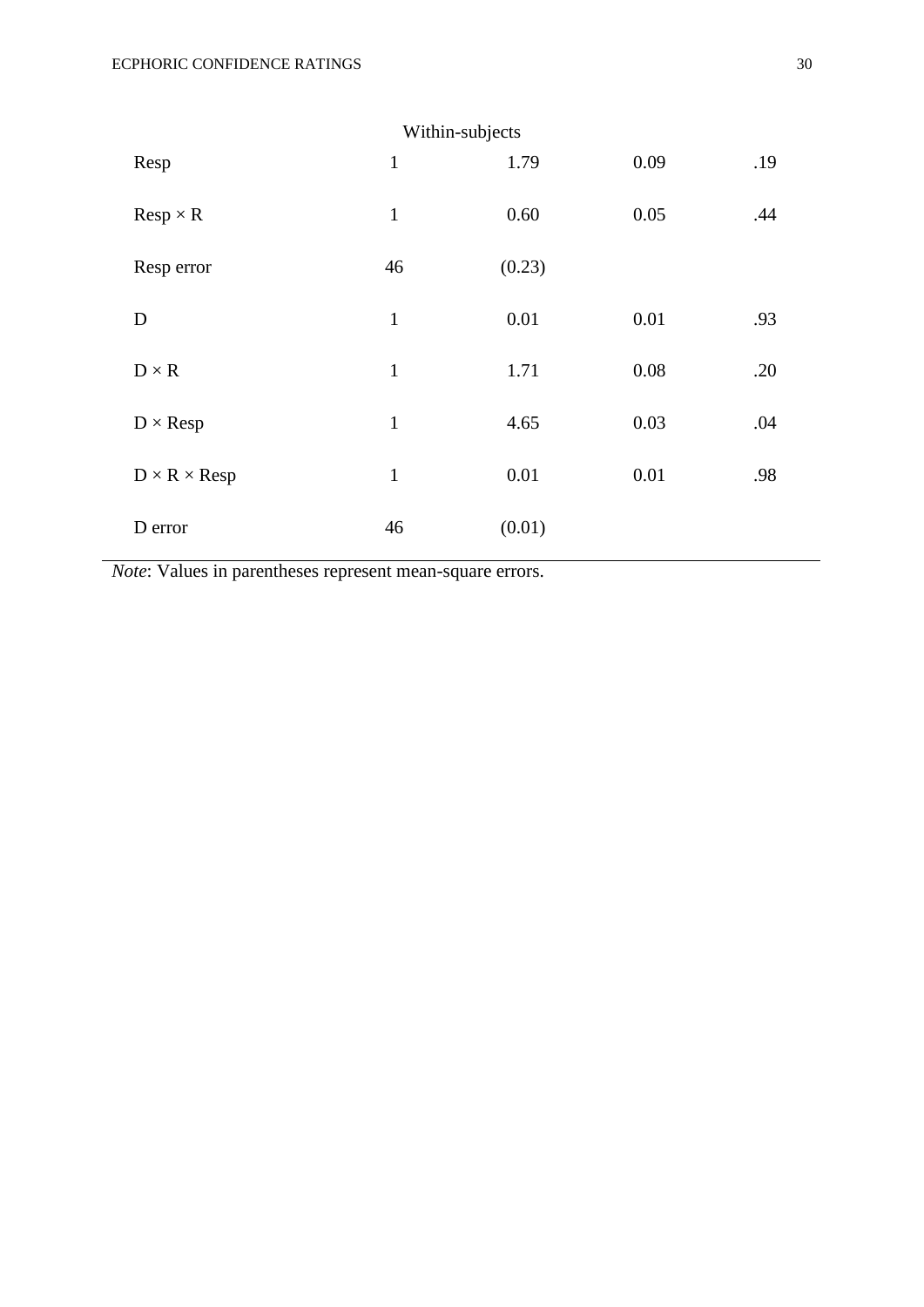| | | | | |
|---|---|---|---|---|
| Within-subjects | | | | |
| Resp | 1 | 1.79 | 0.09 | .19 |
| Resp × R | 1 | 0.60 | 0.05 | .44 |
| Resp error | 46 | (0.23) | | |
| D | 1 | 0.01 | 0.01 | .93 |
| D × R | 1 | 1.71 | 0.08 | .20 |
| D × Resp | 1 | 4.65 | 0.03 | .04 |
| D × R × Resp | 1 | 0.01 | 0.01 | .98 |
| D error | 46 | (0.01) | | |

*Note*: Values in parentheses represent mean-square errors.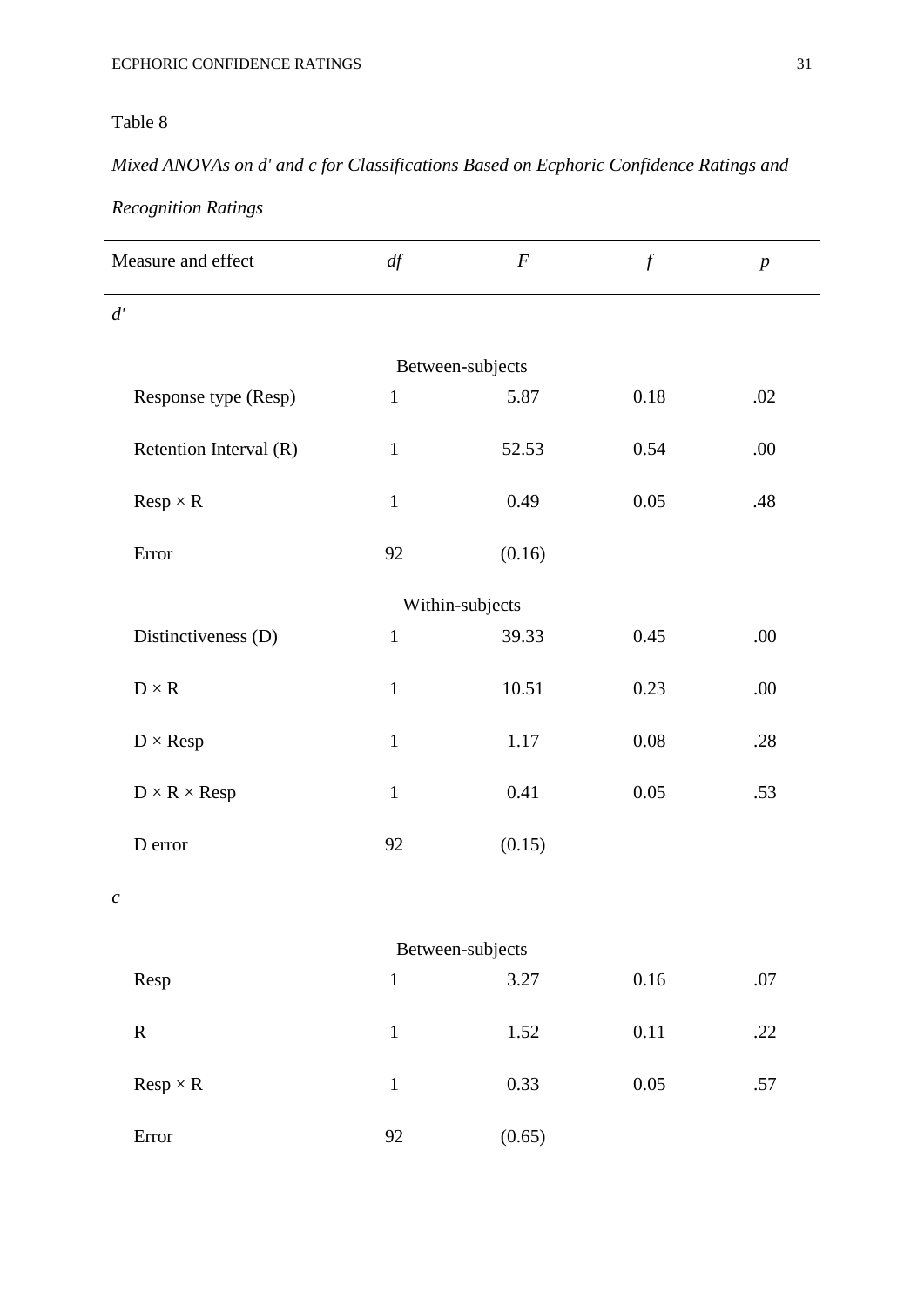Table 8

*Mixed ANOVAs on d' and c for Classifications Based on Ecphoric Confidence Ratings and Recognition Ratings*

| Measure and effect | *df* | *F* | *f* | *p* |
|---|---|---|---|---|
| *d'* | | | | |
| | Between-subjects | | | |
| Response type (Resp) | 1 | 5.87 | 0.18 | .02 |
| Retention Interval (R) | 1 | 52.53 | 0.54 | .00 |
| Resp × R | 1 | 0.49 | 0.05 | .48 |
| Error | 92 | (0.16) | | |
| | Within-subjects | | | |
| Distinctiveness (D) | 1 | 39.33 | 0.45 | .00 |
| D × R | 1 | 10.51 | 0.23 | .00 |
| D × Resp | 1 | 1.17 | 0.08 | .28 |
| D × R × Resp | 1 | 0.41 | 0.05 | .53 |
| D error | 92 | (0.15) | | |
| *c* | | | | |
| | Between-subjects | | | |
| Resp | 1 | 3.27 | 0.16 | .07 |
| R | 1 | 1.52 | 0.11 | .22 |
| Resp × R | 1 | 0.33 | 0.05 | .57 |
| Error | 92 | (0.65) | | |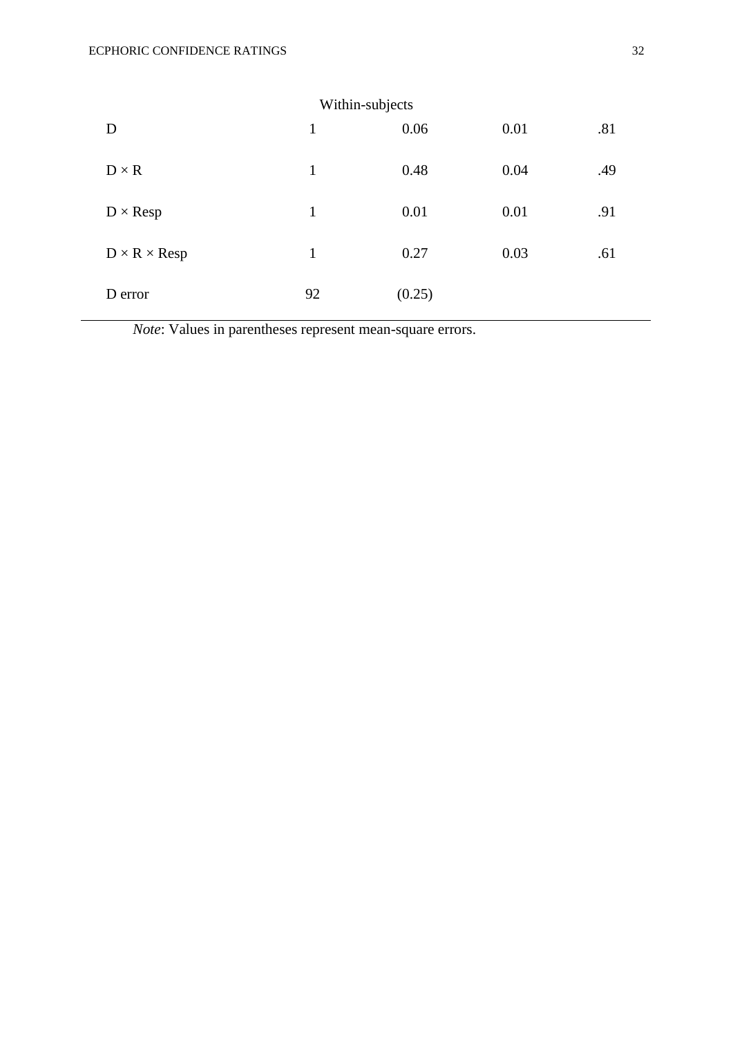| | | | | |
|---|---|---|---|---|
| Within-subjects | | | | |
| D | 1 | 0.06 | 0.01 | .81 |
| D × R | 1 | 0.48 | 0.04 | .49 |
| D × Resp | 1 | 0.01 | 0.01 | .91 |
| D × R × Resp | 1 | 0.27 | 0.03 | .61 |
| D error | 92 | (0.25) | | |

*Note*: Values in parentheses represent mean-square errors.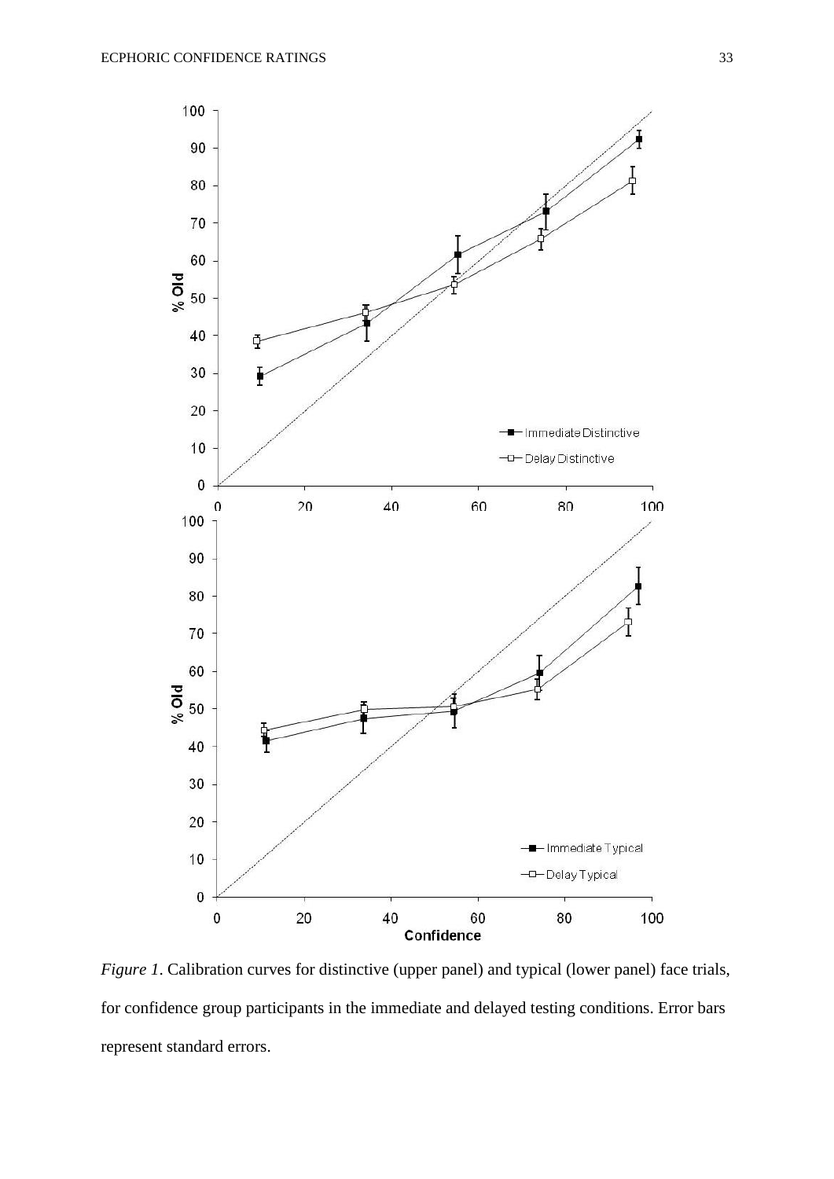100
90
80
70
60
50
40
30
20
10
0
% Old
0
20
40
60
80
100
Immediate Distinctive
Delay Distinctive

100
90
80
70
60
50
40
30
20
10
0
% Old
0
20
40
60
80
100
Confidence
Immediate Typical
Delay Typical

*Figure 1*. Calibration curves for distinctive (upper panel) and typical (lower panel) face trials, for confidence group participants in the immediate and delayed testing conditions. Error bars represent standard errors.